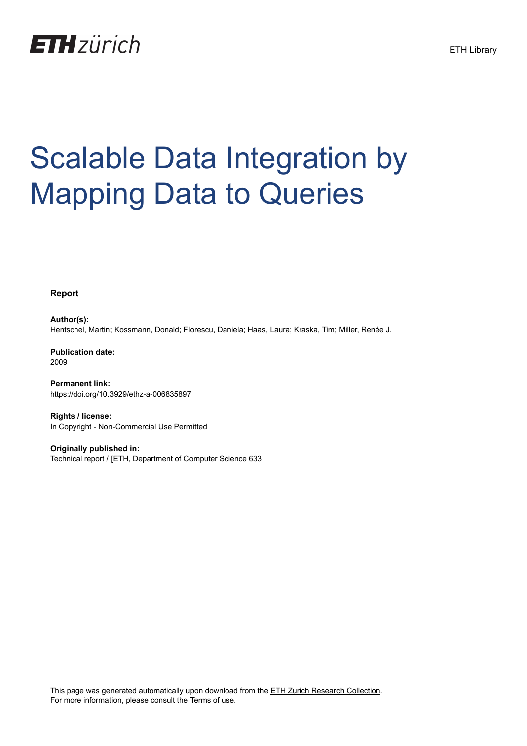ETH zürich

ETH Library

# Scalable Data Integration by Mapping Data to Queries

**Report**

**Author(s):**
Hentschel, Martin; Kossmann, Donald; Florescu, Daniela; Haas, Laura; Kraska, Tim; Miller, Renée J.

**Publication date:**
2009

**Permanent link:**
https://doi.org/10.3929/ethz-a-006835897

**Rights / license:**
In Copyright - Non-Commercial Use Permitted

**Originally published in:**
Technical report / [ETH, Department of Computer Science 633

This page was generated automatically upon download from the ETH Zurich Research Collection.
For more information, please consult the Terms of use.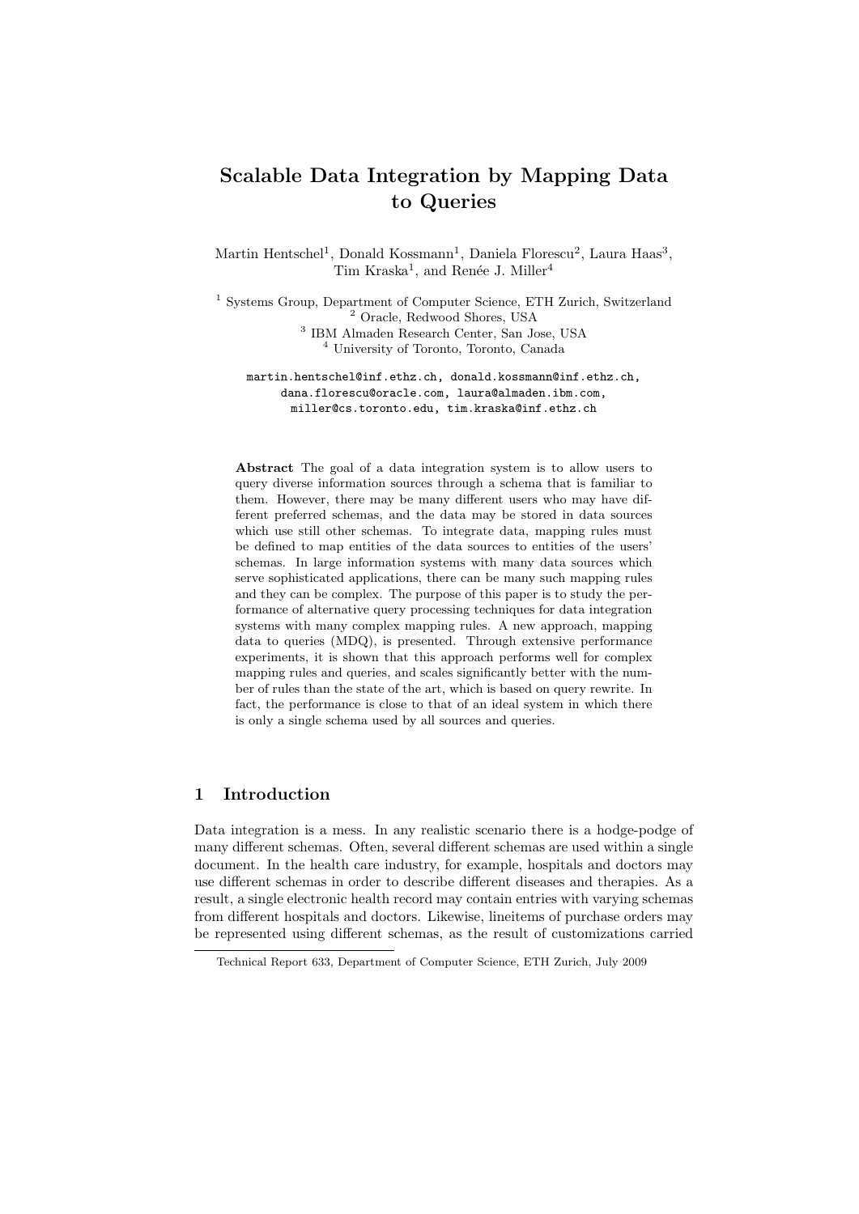# Scalable Data Integration by Mapping Data to Queries

Martin Hentschel[1], Donald Kossmann[1], Daniela Florescu[2], Laura Haas[3], Tim Kraska[1], and Renée J. Miller[4]

[1] Systems Group, Department of Computer Science, ETH Zurich, Switzerland
[2] Oracle, Redwood Shores, USA
[3] IBM Almaden Research Center, San Jose, USA
[4] University of Toronto, Toronto, Canada

martin.hentschel@inf.ethz.ch, donald.kossmann@inf.ethz.ch, dana.florescu@oracle.com, laura@almaden.ibm.com, miller@cs.toronto.edu, tim.kraska@inf.ethz.ch

**Abstract** The goal of a data integration system is to allow users to query diverse information sources through a schema that is familiar to them. However, there may be many different users who may have different preferred schemas, and the data may be stored in data sources which use still other schemas. To integrate data, mapping rules must be defined to map entities of the data sources to entities of the users' schemas. In large information systems with many data sources which serve sophisticated applications, there can be many such mapping rules and they can be complex. The purpose of this paper is to study the performance of alternative query processing techniques for data integration systems with many complex mapping rules. A new approach, mapping data to queries (MDQ), is presented. Through extensive performance experiments, it is shown that this approach performs well for complex mapping rules and queries, and scales significantly better with the number of rules than the state of the art, which is based on query rewrite. In fact, the performance is close to that of an ideal system in which there is only a single schema used by all sources and queries.

## 1 Introduction

Data integration is a mess. In any realistic scenario there is a hodge-podge of many different schemas. Often, several different schemas are used within a single document. In the health care industry, for example, hospitals and doctors may use different schemas in order to describe different diseases and therapies. As a result, a single electronic health record may contain entries with varying schemas from different hospitals and doctors. Likewise, lineitems of purchase orders may be represented using different schemas, as the result of customizations carried

Technical Report 633, Department of Computer Science, ETH Zurich, July 2009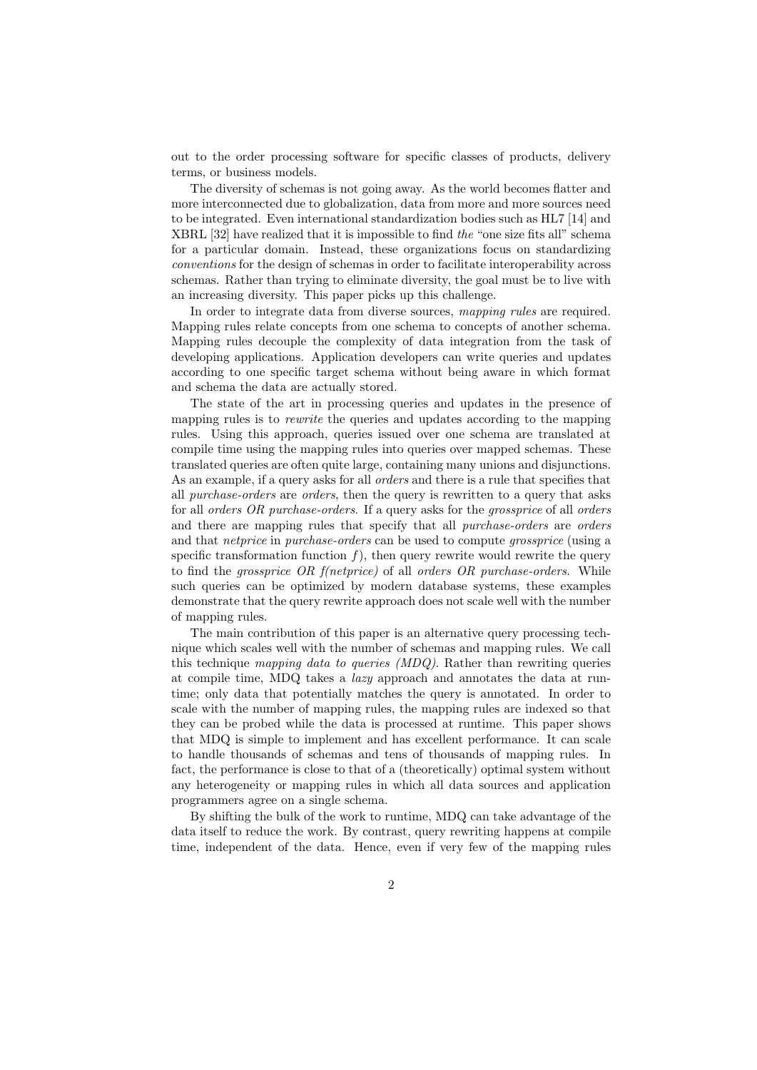out to the order processing software for specific classes of products, delivery terms, or business models.

The diversity of schemas is not going away. As the world becomes flatter and more interconnected due to globalization, data from more and more sources need to be integrated. Even international standardization bodies such as HL7 [14] and XBRL [32] have realized that it is impossible to find *the* "one size fits all" schema for a particular domain. Instead, these organizations focus on standardizing *conventions* for the design of schemas in order to facilitate interoperability across schemas. Rather than trying to eliminate diversity, the goal must be to live with an increasing diversity. This paper picks up this challenge.

In order to integrate data from diverse sources, *mapping rules* are required. Mapping rules relate concepts from one schema to concepts of another schema. Mapping rules decouple the complexity of data integration from the task of developing applications. Application developers can write queries and updates according to one specific target schema without being aware in which format and schema the data are actually stored.

The state of the art in processing queries and updates in the presence of mapping rules is to *rewrite* the queries and updates according to the mapping rules. Using this approach, queries issued over one schema are translated at compile time using the mapping rules into queries over mapped schemas. These translated queries are often quite large, containing many unions and disjunctions. As an example, if a query asks for all *orders* and there is a rule that specifies that all *purchase-orders* are *orders*, then the query is rewritten to a query that asks for all *orders OR purchase-orders*. If a query asks for the *grossprice* of all *orders* and there are mapping rules that specify that all *purchase-orders* are *orders* and that *netprice* in *purchase-orders* can be used to compute *grossprice* (using a specific transformation function $f$), then query rewrite would rewrite the query to find the *grossprice OR f(netprice)* of all *orders OR purchase-orders*. While such queries can be optimized by modern database systems, these examples demonstrate that the query rewrite approach does not scale well with the number of mapping rules.

The main contribution of this paper is an alternative query processing technique which scales well with the number of schemas and mapping rules. We call this technique *mapping data to queries (MDQ)*. Rather than rewriting queries at compile time, MDQ takes a *lazy* approach and annotates the data at runtime; only data that potentially matches the query is annotated. In order to scale with the number of mapping rules, the mapping rules are indexed so that they can be probed while the data is processed at runtime. This paper shows that MDQ is simple to implement and has excellent performance. It can scale to handle thousands of schemas and tens of thousands of mapping rules. In fact, the performance is close to that of a (theoretically) optimal system without any heterogeneity or mapping rules in which all data sources and application programmers agree on a single schema.

By shifting the bulk of the work to runtime, MDQ can take advantage of the data itself to reduce the work. By contrast, query rewriting happens at compile time, independent of the data. Hence, even if very few of the mapping rules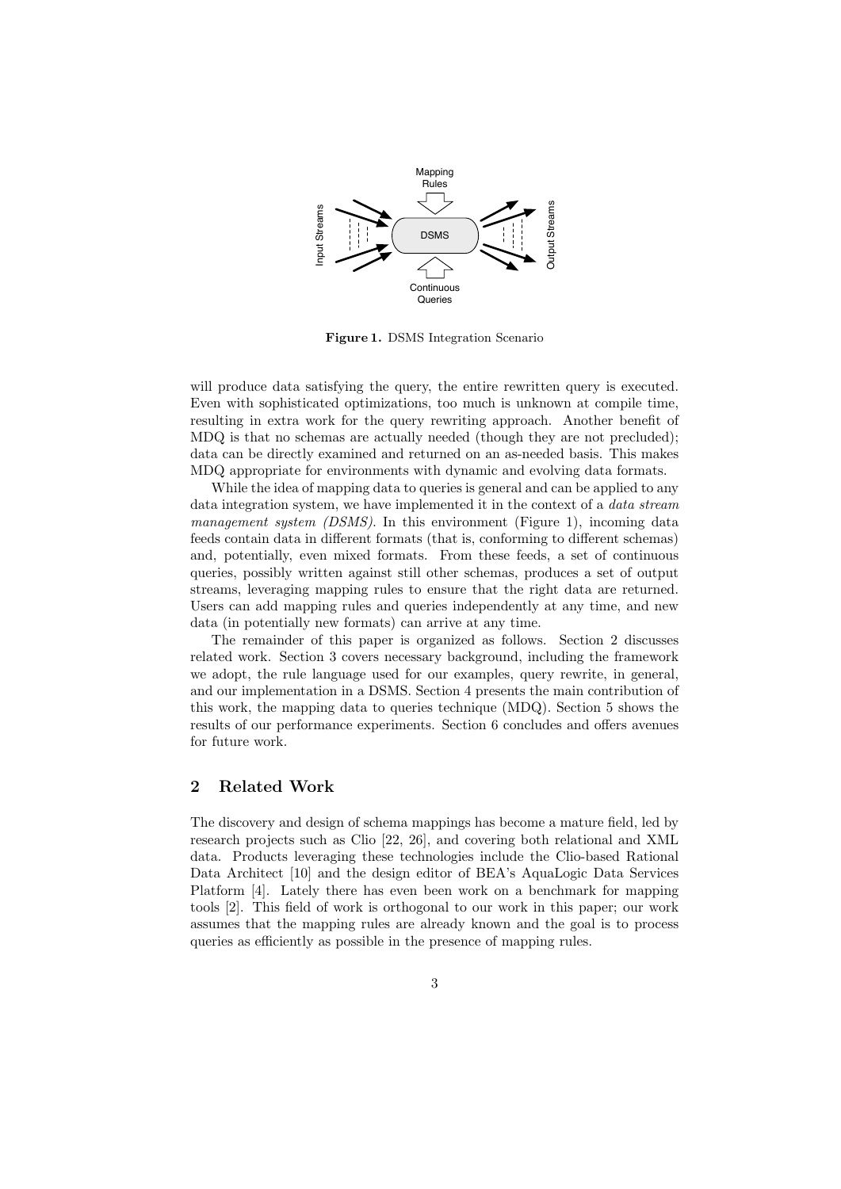**Figure 1.** DSMS Integration Scenario

will produce data satisfying the query, the entire rewritten query is executed. Even with sophisticated optimizations, too much is unknown at compile time, resulting in extra work for the query rewriting approach. Another benefit of MDQ is that no schemas are actually needed (though they are not precluded); data can be directly examined and returned on an as-needed basis. This makes MDQ appropriate for environments with dynamic and evolving data formats.

While the idea of mapping data to queries is general and can be applied to any data integration system, we have implemented it in the context of a *data stream management system (DSMS)*. In this environment (Figure 1), incoming data feeds contain data in different formats (that is, conforming to different schemas) and, potentially, even mixed formats. From these feeds, a set of continuous queries, possibly written against still other schemas, produces a set of output streams, leveraging mapping rules to ensure that the right data are returned. Users can add mapping rules and queries independently at any time, and new data (in potentially new formats) can arrive at any time.

The remainder of this paper is organized as follows. Section 2 discusses related work. Section 3 covers necessary background, including the framework we adopt, the rule language used for our examples, query rewrite, in general, and our implementation in a DSMS. Section 4 presents the main contribution of this work, the mapping data to queries technique (MDQ). Section 5 shows the results of our performance experiments. Section 6 concludes and offers avenues for future work.

## 2 Related Work

The discovery and design of schema mappings has become a mature field, led by research projects such as Clio [22, 26], and covering both relational and XML data. Products leveraging these technologies include the Clio-based Rational Data Architect [10] and the design editor of BEA's AquaLogic Data Services Platform [4]. Lately there has even been work on a benchmark for mapping tools [2]. This field of work is orthogonal to our work in this paper; our work assumes that the mapping rules are already known and the goal is to process queries as efficiently as possible in the presence of mapping rules.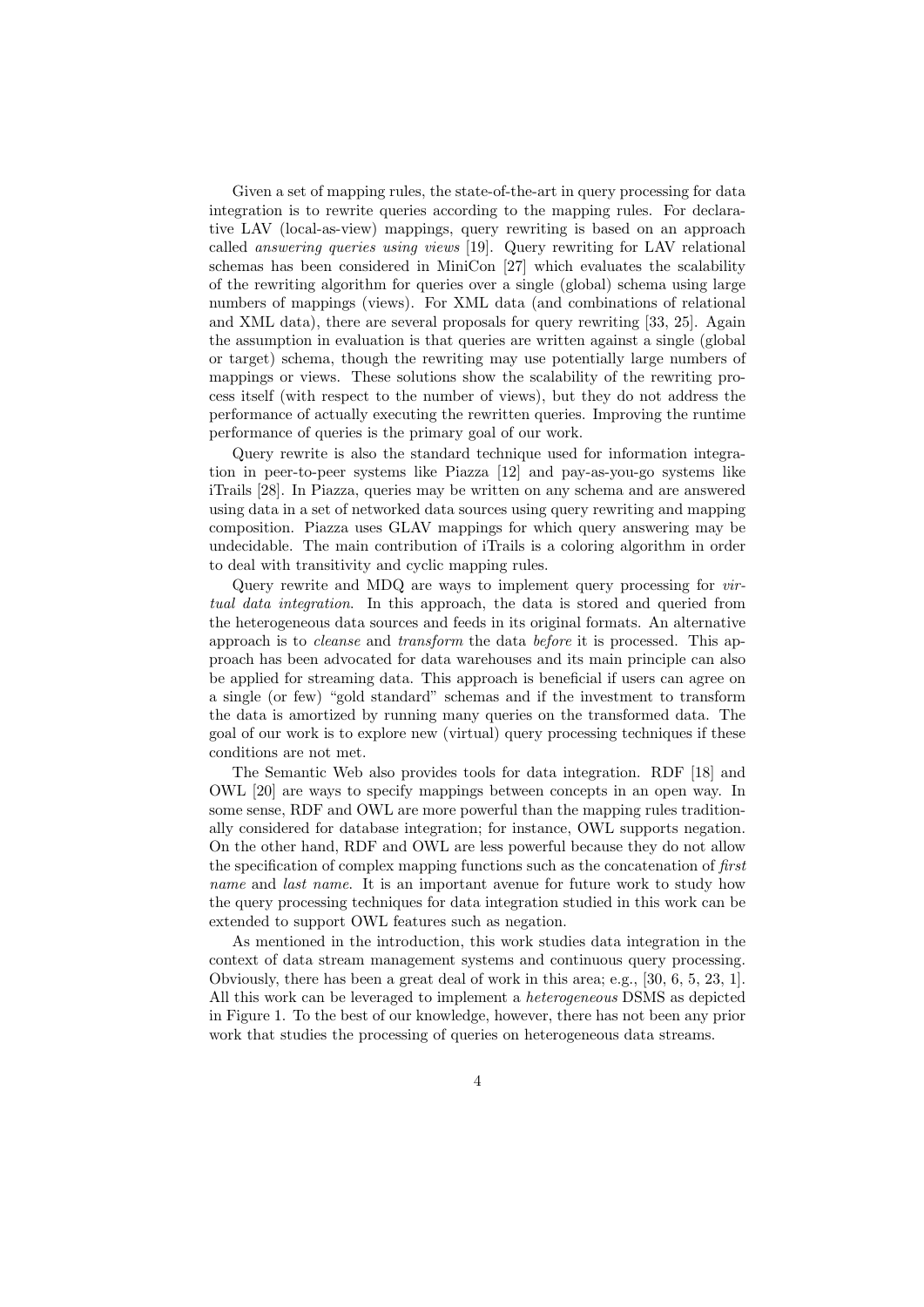Given a set of mapping rules, the state-of-the-art in query processing for data integration is to rewrite queries according to the mapping rules. For declarative LAV (local-as-view) mappings, query rewriting is based on an approach called *answering queries using views* [19]. Query rewriting for LAV relational schemas has been considered in MiniCon [27] which evaluates the scalability of the rewriting algorithm for queries over a single (global) schema using large numbers of mappings (views). For XML data (and combinations of relational and XML data), there are several proposals for query rewriting [33, 25]. Again the assumption in evaluation is that queries are written against a single (global or target) schema, though the rewriting may use potentially large numbers of mappings or views. These solutions show the scalability of the rewriting process itself (with respect to the number of views), but they do not address the performance of actually executing the rewritten queries. Improving the runtime performance of queries is the primary goal of our work.

Query rewrite is also the standard technique used for information integration in peer-to-peer systems like Piazza [12] and pay-as-you-go systems like iTrails [28]. In Piazza, queries may be written on any schema and are answered using data in a set of networked data sources using query rewriting and mapping composition. Piazza uses GLAV mappings for which query answering may be undecidable. The main contribution of iTrails is a coloring algorithm in order to deal with transitivity and cyclic mapping rules.

Query rewrite and MDQ are ways to implement query processing for *virtual data integration*. In this approach, the data is stored and queried from the heterogeneous data sources and feeds in its original formats. An alternative approach is to *cleanse* and *transform* the data *before* it is processed. This approach has been advocated for data warehouses and its main principle can also be applied for streaming data. This approach is beneficial if users can agree on a single (or few) "gold standard" schemas and if the investment to transform the data is amortized by running many queries on the transformed data. The goal of our work is to explore new (virtual) query processing techniques if these conditions are not met.

The Semantic Web also provides tools for data integration. RDF [18] and OWL [20] are ways to specify mappings between concepts in an open way. In some sense, RDF and OWL are more powerful than the mapping rules traditionally considered for database integration; for instance, OWL supports negation. On the other hand, RDF and OWL are less powerful because they do not allow the specification of complex mapping functions such as the concatenation of *first name* and *last name*. It is an important avenue for future work to study how the query processing techniques for data integration studied in this work can be extended to support OWL features such as negation.

As mentioned in the introduction, this work studies data integration in the context of data stream management systems and continuous query processing. Obviously, there has been a great deal of work in this area; e.g., [30, 6, 5, 23, 1]. All this work can be leveraged to implement a *heterogeneous* DSMS as depicted in Figure 1. To the best of our knowledge, however, there has not been any prior work that studies the processing of queries on heterogeneous data streams.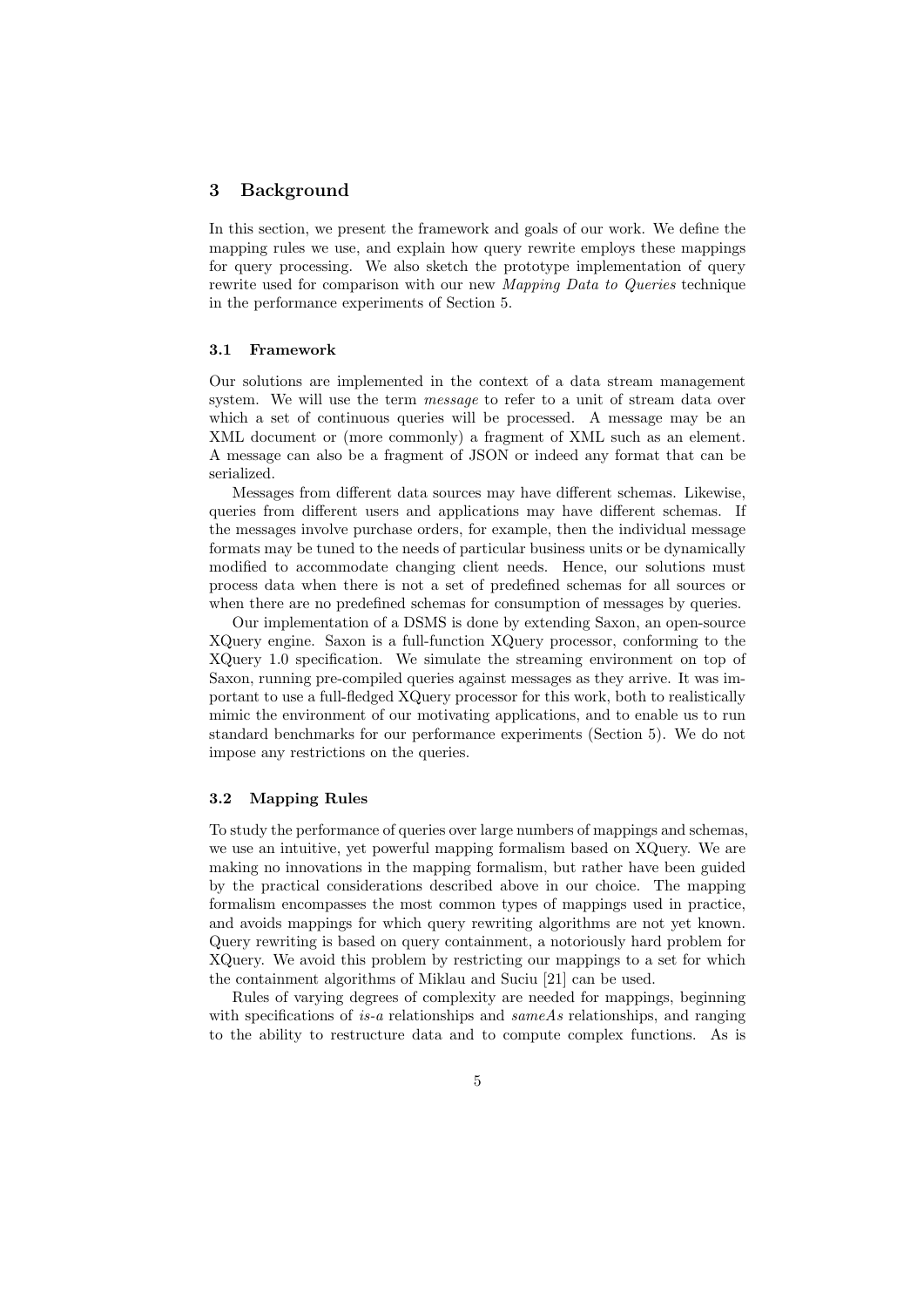## 3 Background

In this section, we present the framework and goals of our work. We define the mapping rules we use, and explain how query rewrite employs these mappings for query processing. We also sketch the prototype implementation of query rewrite used for comparison with our new *Mapping Data to Queries* technique in the performance experiments of Section 5.

### 3.1 Framework

Our solutions are implemented in the context of a data stream management system. We will use the term *message* to refer to a unit of stream data over which a set of continuous queries will be processed. A message may be an XML document or (more commonly) a fragment of XML such as an element. A message can also be a fragment of JSON or indeed any format that can be serialized.

Messages from different data sources may have different schemas. Likewise, queries from different users and applications may have different schemas. If the messages involve purchase orders, for example, then the individual message formats may be tuned to the needs of particular business units or be dynamically modified to accommodate changing client needs. Hence, our solutions must process data when there is not a set of predefined schemas for all sources or when there are no predefined schemas for consumption of messages by queries.

Our implementation of a DSMS is done by extending Saxon, an open-source XQuery engine. Saxon is a full-function XQuery processor, conforming to the XQuery 1.0 specification. We simulate the streaming environment on top of Saxon, running pre-compiled queries against messages as they arrive. It was important to use a full-fledged XQuery processor for this work, both to realistically mimic the environment of our motivating applications, and to enable us to run standard benchmarks for our performance experiments (Section 5). We do not impose any restrictions on the queries.

### 3.2 Mapping Rules

To study the performance of queries over large numbers of mappings and schemas, we use an intuitive, yet powerful mapping formalism based on XQuery. We are making no innovations in the mapping formalism, but rather have been guided by the practical considerations described above in our choice. The mapping formalism encompasses the most common types of mappings used in practice, and avoids mappings for which query rewriting algorithms are not yet known. Query rewriting is based on query containment, a notoriously hard problem for XQuery. We avoid this problem by restricting our mappings to a set for which the containment algorithms of Miklau and Suciu [21] can be used.

Rules of varying degrees of complexity are needed for mappings, beginning with specifications of *is-a* relationships and *sameAs* relationships, and ranging to the ability to restructure data and to compute complex functions. As is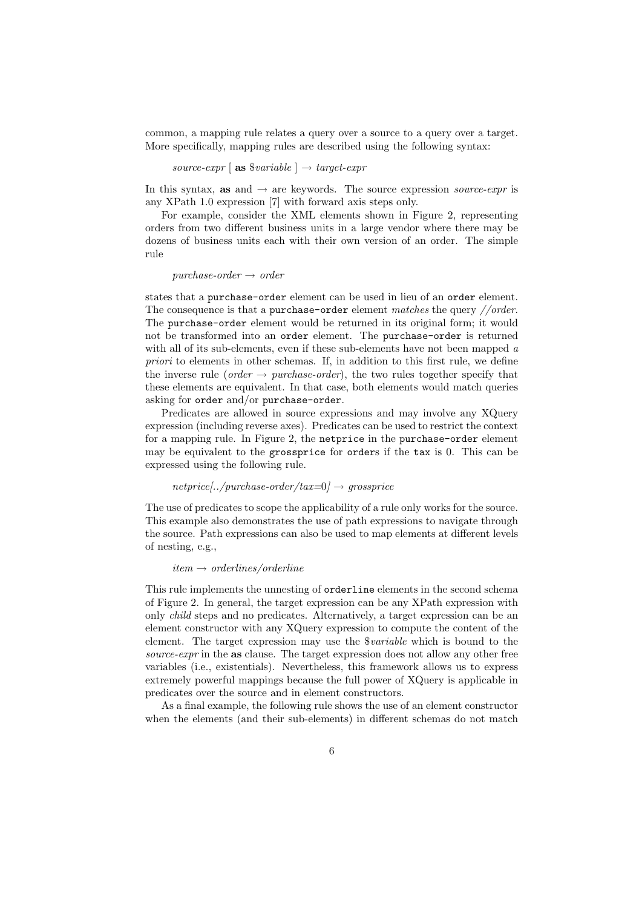common, a mapping rule relates a query over a source to a query over a target. More specifically, mapping rules are described using the following syntax:

*source-expr* [ **as** $*variable* ] → *target-expr*

In this syntax, **as** and → are keywords. The source expression *source-expr* is any XPath 1.0 expression [7] with forward axis steps only.

For example, consider the XML elements shown in Figure 2, representing orders from two different business units in a large vendor where there may be dozens of business units each with their own version of an order. The simple rule

*purchase-order* → *order*

states that a `purchase-order` element can be used in lieu of an `order` element. The consequence is that a `purchase-order` element *matches* the query *//order*. The `purchase-order` element would be returned in its original form; it would not be transformed into an `order` element. The `purchase-order` is returned with all of its sub-elements, even if these sub-elements have not been mapped *a priori* to elements in other schemas. If, in addition to this first rule, we define the inverse rule (*order* → *purchase-order*), the two rules together specify that these elements are equivalent. In that case, both elements would match queries asking for `order` and/or `purchase-order`.

Predicates are allowed in source expressions and may involve any XQuery expression (including reverse axes). Predicates can be used to restrict the context for a mapping rule. In Figure 2, the `netprice` in the `purchase-order` element may be equivalent to the `grossprice` for `order`s if the `tax` is 0. This can be expressed using the following rule.

*netprice[../purchase-order/tax=0]* → *grossprice*

The use of predicates to scope the applicability of a rule only works for the source. This example also demonstrates the use of path expressions to navigate through the source. Path expressions can also be used to map elements at different levels of nesting, e.g.,

*item* → *orderlines/orderline*

This rule implements the unnesting of `orderline` elements in the second schema of Figure 2. In general, the target expression can be any XPath expression with only *child* steps and no predicates. Alternatively, a target expression can be an element constructor with any XQuery expression to compute the content of the element. The target expression may use the $*variable* which is bound to the *source-expr* in the **as** clause. The target expression does not allow any other free variables (i.e., existentials). Nevertheless, this framework allows us to express extremely powerful mappings because the full power of XQuery is applicable in predicates over the source and in element constructors.

As a final example, the following rule shows the use of an element constructor when the elements (and their sub-elements) in different schemas do not match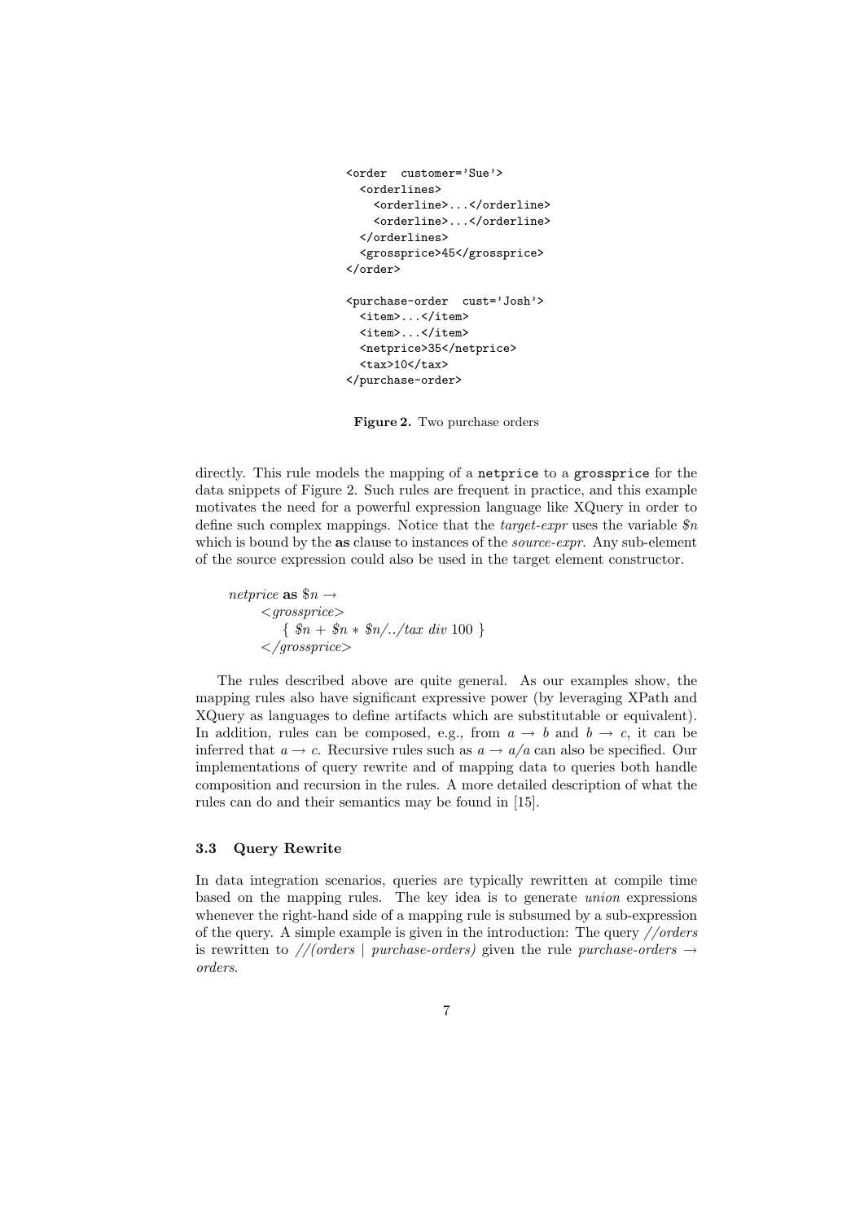```
<order  customer='Sue'>
  <orderlines>
    <orderline>...</orderline>
    <orderline>...</orderline>
  </orderlines>
  <grossprice>45</grossprice>
</order>

<purchase-order  cust='Josh'>
  <item>...</item>
  <item>...</item>
  <netprice>35</netprice>
  <tax>10</tax>
</purchase-order>
```

**Figure 2.** Two purchase orders

directly. This rule models the mapping of a `netprice` to a `grossprice` for the data snippets of Figure 2. Such rules are frequent in practice, and this example motivates the need for a powerful expression language like XQuery in order to define such complex mappings. Notice that the *target-expr* uses the variable *$n* which is bound by the **as** clause to instances of the *source-expr*. Any sub-element of the source expression could also be used in the target element constructor.

*netprice* **as** *$n* $\rightarrow$
    *<grossprice>*
        { *$n + $n ∗ $n/../tax div* 100 }
    *</grossprice>*

The rules described above are quite general. As our examples show, the mapping rules also have significant expressive power (by leveraging XPath and XQuery as languages to define artifacts which are substitutable or equivalent). In addition, rules can be composed, e.g., from $a \rightarrow b$ and $b \rightarrow c$, it can be inferred that $a \rightarrow c$. Recursive rules such as $a \rightarrow a/a$ can also be specified. Our implementations of query rewrite and of mapping data to queries both handle composition and recursion in the rules. A more detailed description of what the rules can do and their semantics may be found in [15].

### 3.3 Query Rewrite

In data integration scenarios, queries are typically rewritten at compile time based on the mapping rules. The key idea is to generate *union* expressions whenever the right-hand side of a mapping rule is subsumed by a sub-expression of the query. A simple example is given in the introduction: The query *//orders* is rewritten to *//(orders | purchase-orders)* given the rule *purchase-orders* $\rightarrow$ *orders*.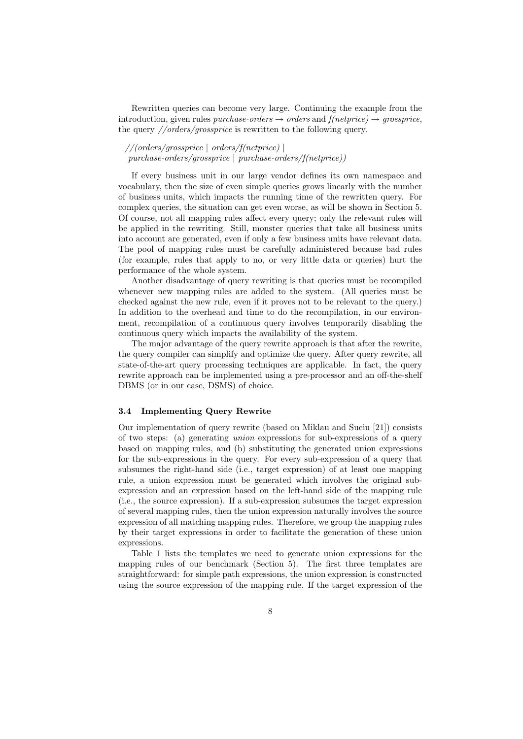Rewritten queries can become very large. Continuing the example from the introduction, given rules *purchase-orders* → *orders* and *f(netprice)* → *grossprice*, the query *//orders/grossprice* is rewritten to the following query.

*//(orders/grossprice | orders/f(netprice) |*
*purchase-orders/grossprice | purchase-orders/f(netprice))*

If every business unit in our large vendor defines its own namespace and vocabulary, then the size of even simple queries grows linearly with the number of business units, which impacts the running time of the rewritten query. For complex queries, the situation can get even worse, as will be shown in Section 5. Of course, not all mapping rules affect every query; only the relevant rules will be applied in the rewriting. Still, monster queries that take all business units into account are generated, even if only a few business units have relevant data. The pool of mapping rules must be carefully administered because bad rules (for example, rules that apply to no, or very little data or queries) hurt the performance of the whole system.

Another disadvantage of query rewriting is that queries must be recompiled whenever new mapping rules are added to the system. (All queries must be checked against the new rule, even if it proves not to be relevant to the query.) In addition to the overhead and time to do the recompilation, in our environment, recompilation of a continuous query involves temporarily disabling the continuous query which impacts the availability of the system.

The major advantage of the query rewrite approach is that after the rewrite, the query compiler can simplify and optimize the query. After query rewrite, all state-of-the-art query processing techniques are applicable. In fact, the query rewrite approach can be implemented using a pre-processor and an off-the-shelf DBMS (or in our case, DSMS) of choice.

### 3.4 Implementing Query Rewrite

Our implementation of query rewrite (based on Miklau and Suciu [21]) consists of two steps: (a) generating *union* expressions for sub-expressions of a query based on mapping rules, and (b) substituting the generated union expressions for the sub-expressions in the query. For every sub-expression of a query that subsumes the right-hand side (i.e., target expression) of at least one mapping rule, a union expression must be generated which involves the original sub-expression and an expression based on the left-hand side of the mapping rule (i.e., the source expression). If a sub-expression subsumes the target expression of several mapping rules, then the union expression naturally involves the source expression of all matching mapping rules. Therefore, we group the mapping rules by their target expressions in order to facilitate the generation of these union expressions.

Table 1 lists the templates we need to generate union expressions for the mapping rules of our benchmark (Section 5). The first three templates are straightforward: for simple path expressions, the union expression is constructed using the source expression of the mapping rule. If the target expression of the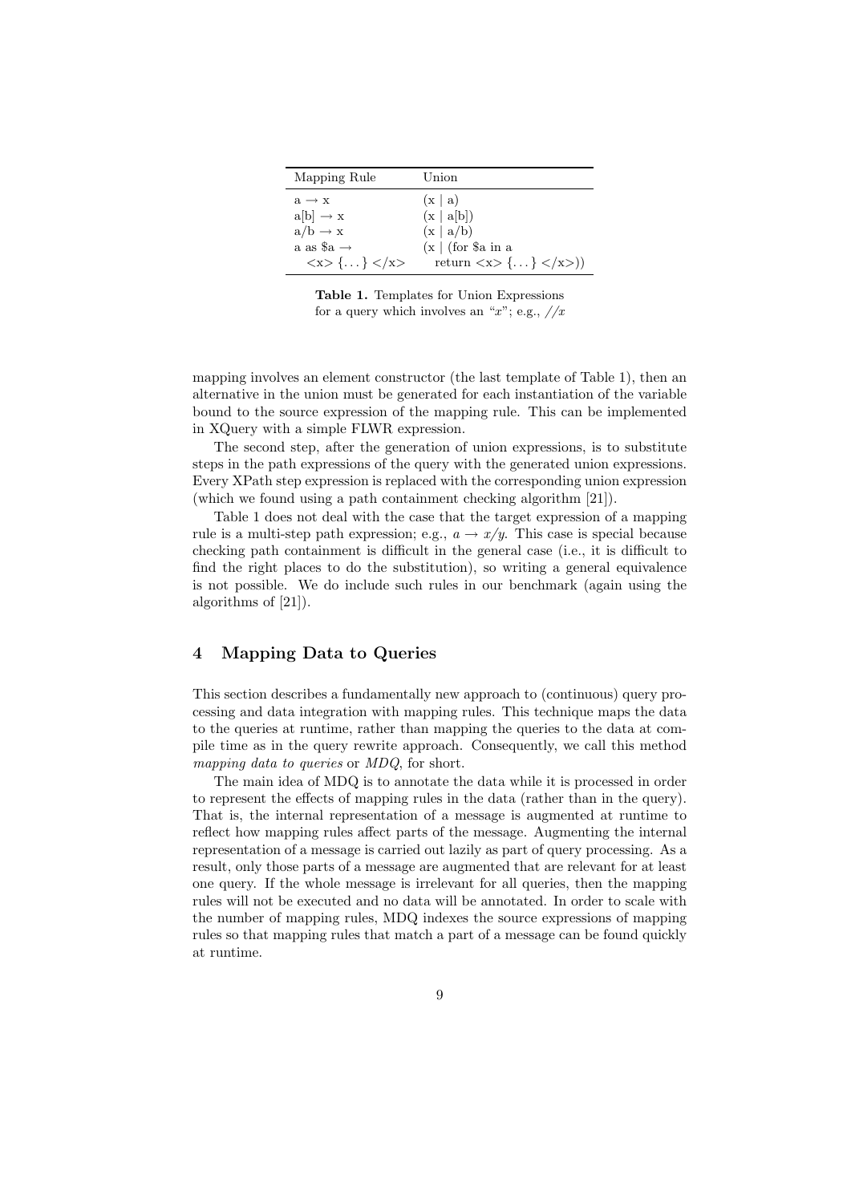| Mapping Rule | Union |
|---|---|
| a → x | (x \| a) |
| a[b] → x | (x \| a[b]) |
| a/b → x | (x \| a/b) |
| a as $a → <x> {...} </x> | (x \| (for $a in a return <x> {...} </x>)) |

**Table 1.** Templates for Union Expressions for a query which involves an "*x*"; e.g., *//x*

mapping involves an element constructor (the last template of Table 1), then an alternative in the union must be generated for each instantiation of the variable bound to the source expression of the mapping rule. This can be implemented in XQuery with a simple FLWR expression.

The second step, after the generation of union expressions, is to substitute steps in the path expressions of the query with the generated union expressions. Every XPath step expression is replaced with the corresponding union expression (which we found using a path containment checking algorithm [21]).

Table 1 does not deal with the case that the target expression of a mapping rule is a multi-step path expression; e.g., $a \rightarrow x/y$. This case is special because checking path containment is difficult in the general case (i.e., it is difficult to find the right places to do the substitution), so writing a general equivalence is not possible. We do include such rules in our benchmark (again using the algorithms of [21]).

## 4 Mapping Data to Queries

This section describes a fundamentally new approach to (continuous) query processing and data integration with mapping rules. This technique maps the data to the queries at runtime, rather than mapping the queries to the data at compile time as in the query rewrite approach. Consequently, we call this method *mapping data to queries* or *MDQ*, for short.

The main idea of MDQ is to annotate the data while it is processed in order to represent the effects of mapping rules in the data (rather than in the query). That is, the internal representation of a message is augmented at runtime to reflect how mapping rules affect parts of the message. Augmenting the internal representation of a message is carried out lazily as part of query processing. As a result, only those parts of a message are augmented that are relevant for at least one query. If the whole message is irrelevant for all queries, then the mapping rules will not be executed and no data will be annotated. In order to scale with the number of mapping rules, MDQ indexes the source expressions of mapping rules so that mapping rules that match a part of a message can be found quickly at runtime.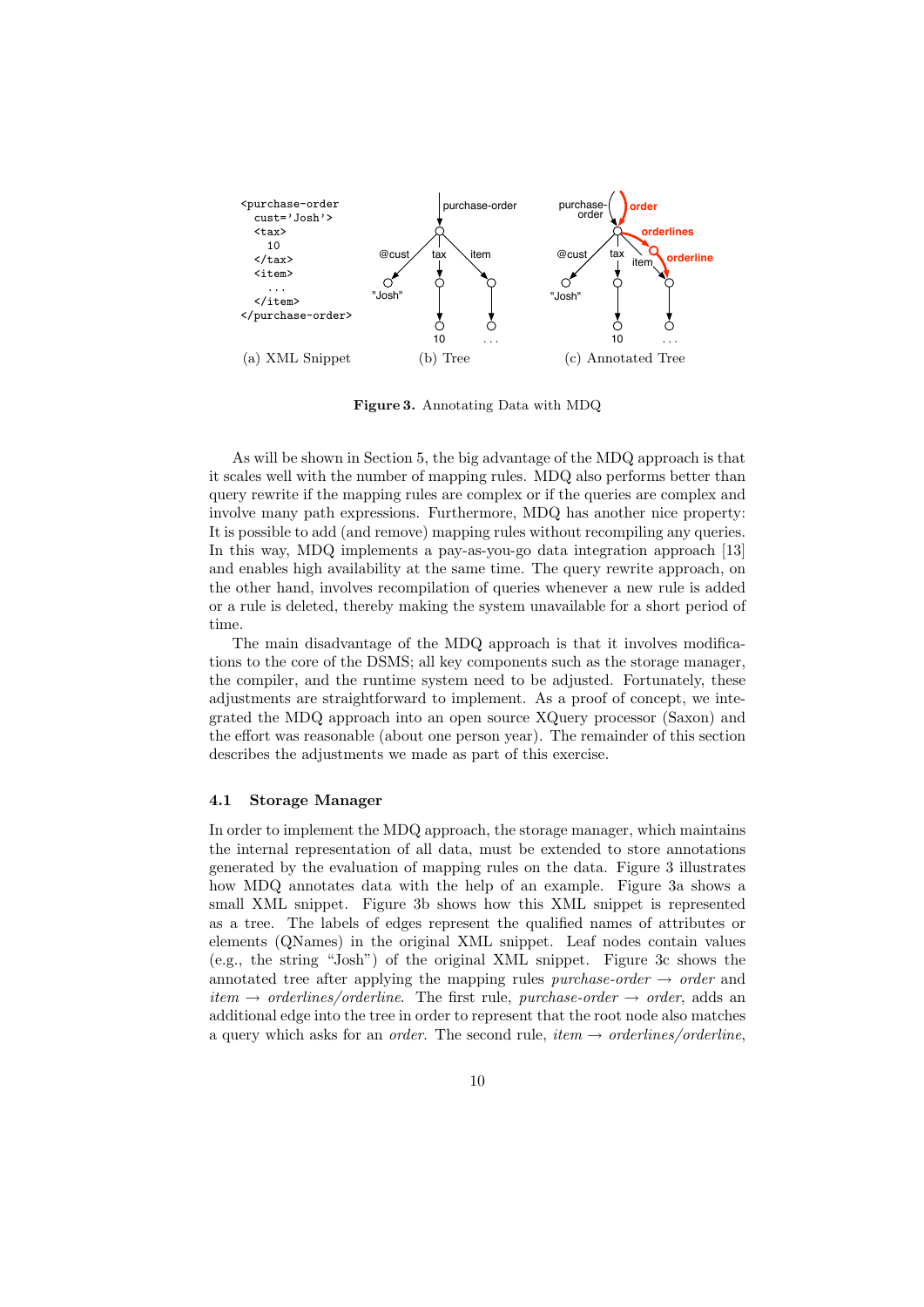```
<purchase-order
  cust='Josh'>
  <tax>
    10
  </tax>
  <item>
    ...
  </item>
</purchase-order>
```

(a) XML Snippet (b) Tree (c) Annotated Tree

**Figure 3.** Annotating Data with MDQ

As will be shown in Section 5, the big advantage of the MDQ approach is that it scales well with the number of mapping rules. MDQ also performs better than query rewrite if the mapping rules are complex or if the queries are complex and involve many path expressions. Furthermore, MDQ has another nice property: It is possible to add (and remove) mapping rules without recompiling any queries. In this way, MDQ implements a pay-as-you-go data integration approach [13] and enables high availability at the same time. The query rewrite approach, on the other hand, involves recompilation of queries whenever a new rule is added or a rule is deleted, thereby making the system unavailable for a short period of time.

The main disadvantage of the MDQ approach is that it involves modifications to the core of the DSMS; all key components such as the storage manager, the compiler, and the runtime system need to be adjusted. Fortunately, these adjustments are straightforward to implement. As a proof of concept, we integrated the MDQ approach into an open source XQuery processor (Saxon) and the effort was reasonable (about one person year). The remainder of this section describes the adjustments we made as part of this exercise.

### 4.1 Storage Manager

In order to implement the MDQ approach, the storage manager, which maintains the internal representation of all data, must be extended to store annotations generated by the evaluation of mapping rules on the data. Figure 3 illustrates how MDQ annotates data with the help of an example. Figure 3a shows a small XML snippet. Figure 3b shows how this XML snippet is represented as a tree. The labels of edges represent the qualified names of attributes or elements (QNames) in the original XML snippet. Leaf nodes contain values (e.g., the string "Josh") of the original XML snippet. Figure 3c shows the annotated tree after applying the mapping rules *purchase-order* $\rightarrow$ *order* and *item* $\rightarrow$ *orderlines/orderline*. The first rule, *purchase-order* $\rightarrow$ *order*, adds an additional edge into the tree in order to represent that the root node also matches a query which asks for an *order*. The second rule, *item* $\rightarrow$ *orderlines/orderline*,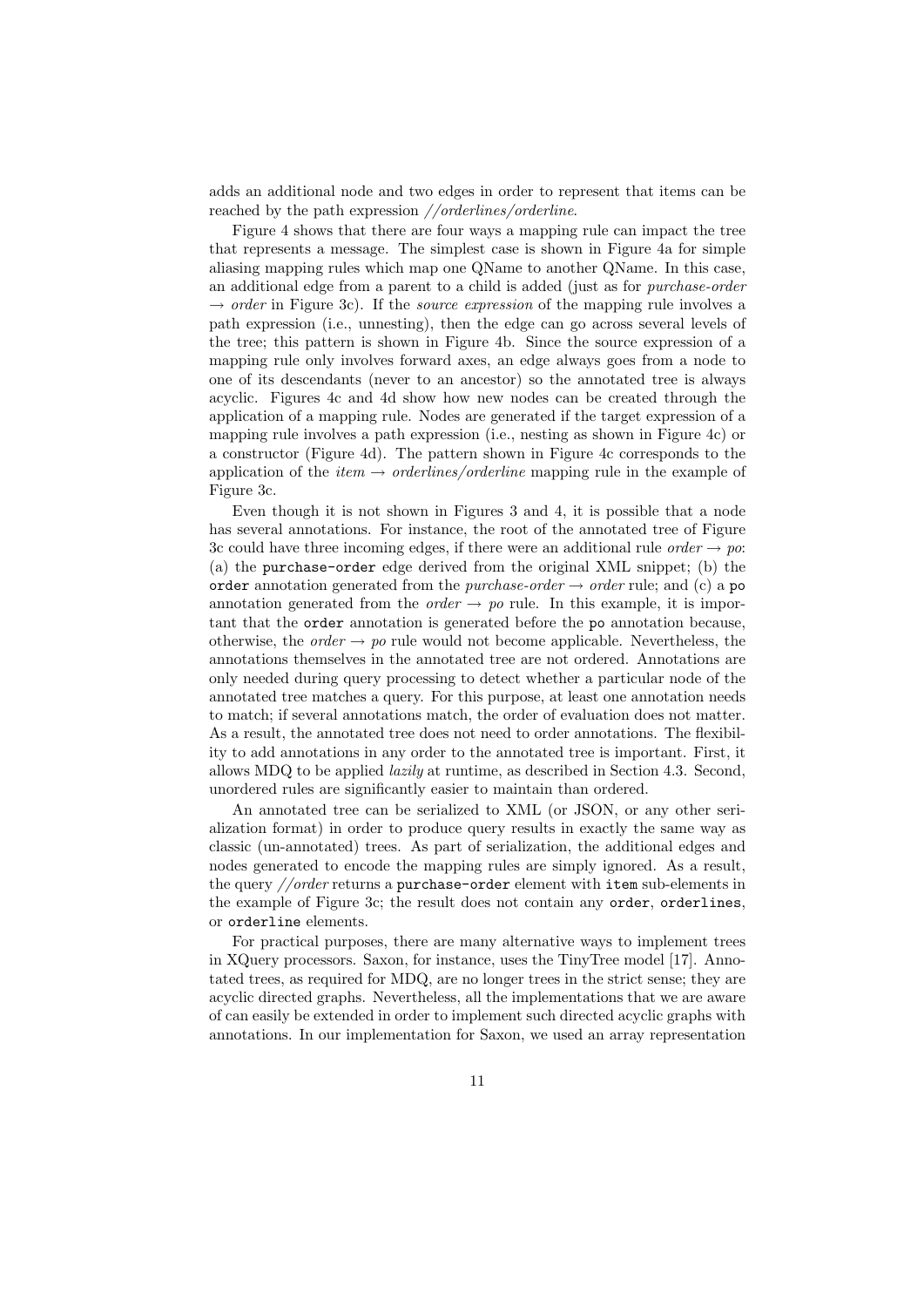adds an additional node and two edges in order to represent that items can be reached by the path expression *//orderlines/orderline*.

Figure 4 shows that there are four ways a mapping rule can impact the tree that represents a message. The simplest case is shown in Figure 4a for simple aliasing mapping rules which map one QName to another QName. In this case, an additional edge from a parent to a child is added (just as for *purchase-order* → *order* in Figure 3c). If the *source expression* of the mapping rule involves a path expression (i.e., unnesting), then the edge can go across several levels of the tree; this pattern is shown in Figure 4b. Since the source expression of a mapping rule only involves forward axes, an edge always goes from a node to one of its descendants (never to an ancestor) so the annotated tree is always acyclic. Figures 4c and 4d show how new nodes can be created through the application of a mapping rule. Nodes are generated if the target expression of a mapping rule involves a path expression (i.e., nesting as shown in Figure 4c) or a constructor (Figure 4d). The pattern shown in Figure 4c corresponds to the application of the *item* → *orderlines/orderline* mapping rule in the example of Figure 3c.

Even though it is not shown in Figures 3 and 4, it is possible that a node has several annotations. For instance, the root of the annotated tree of Figure 3c could have three incoming edges, if there were an additional rule *order* → *po*: (a) the `purchase-order` edge derived from the original XML snippet; (b) the `order` annotation generated from the *purchase-order* → *order* rule; and (c) a `po` annotation generated from the *order* → *po* rule. In this example, it is important that the `order` annotation is generated before the `po` annotation because, otherwise, the *order* → *po* rule would not become applicable. Nevertheless, the annotations themselves in the annotated tree are not ordered. Annotations are only needed during query processing to detect whether a particular node of the annotated tree matches a query. For this purpose, at least one annotation needs to match; if several annotations match, the order of evaluation does not matter. As a result, the annotated tree does not need to order annotations. The flexibility to add annotations in any order to the annotated tree is important. First, it allows MDQ to be applied *lazily* at runtime, as described in Section 4.3. Second, unordered rules are significantly easier to maintain than ordered.

An annotated tree can be serialized to XML (or JSON, or any other serialization format) in order to produce query results in exactly the same way as classic (un-annotated) trees. As part of serialization, the additional edges and nodes generated to encode the mapping rules are simply ignored. As a result, the query *//order* returns a `purchase-order` element with `item` sub-elements in the example of Figure 3c; the result does not contain any `order`, `orderlines`, or `orderline` elements.

For practical purposes, there are many alternative ways to implement trees in XQuery processors. Saxon, for instance, uses the TinyTree model [17]. Annotated trees, as required for MDQ, are no longer trees in the strict sense; they are acyclic directed graphs. Nevertheless, all the implementations that we are aware of can easily be extended in order to implement such directed acyclic graphs with annotations. In our implementation for Saxon, we used an array representation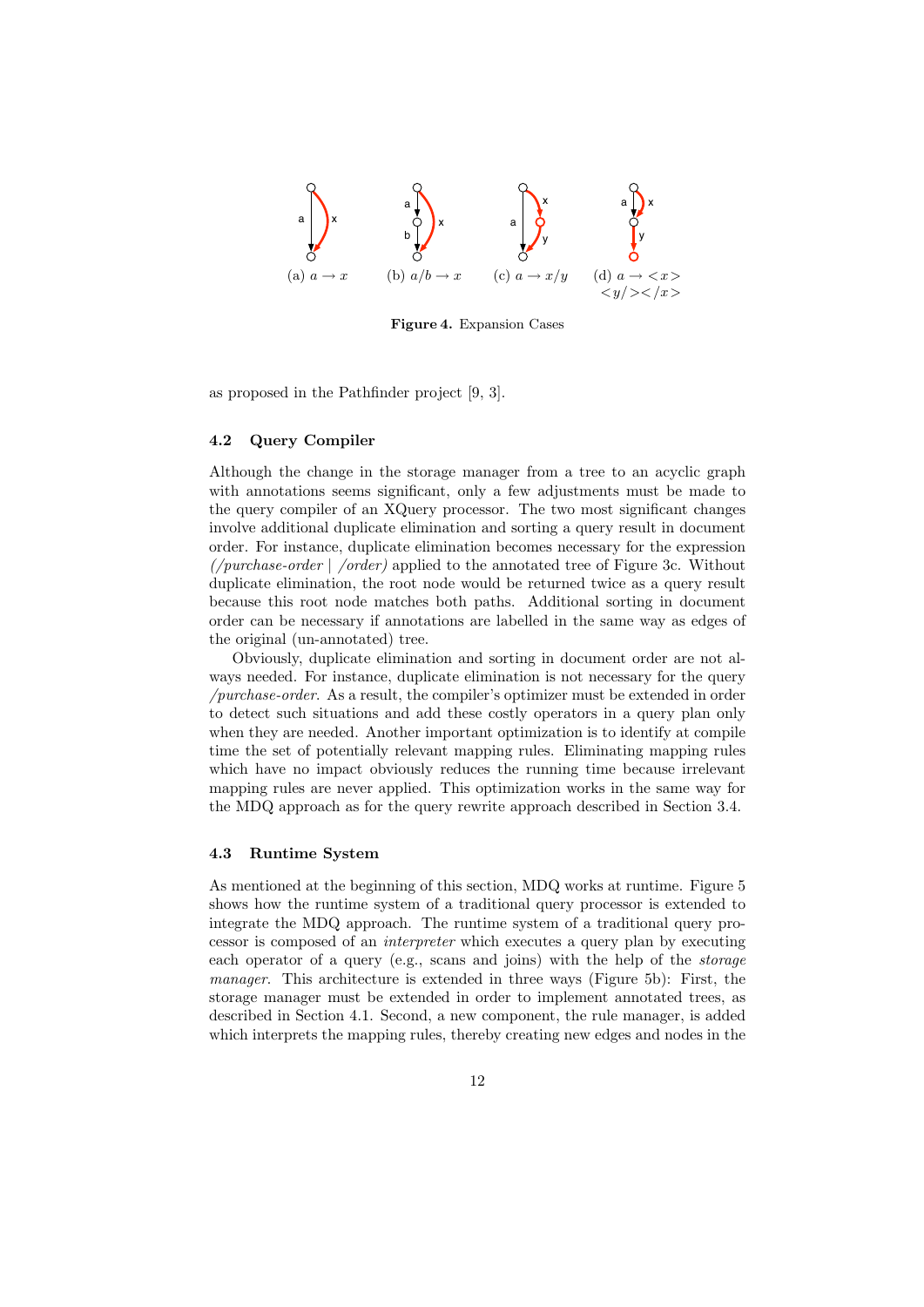(a) $a \rightarrow x$ (b) $a/b \rightarrow x$ (c) $a \rightarrow x/y$ (d) $a \rightarrow <x><y/></x>$

**Figure 4.** Expansion Cases

as proposed in the Pathfinder project [9, 3].

### 4.2 Query Compiler

Although the change in the storage manager from a tree to an acyclic graph with annotations seems significant, only a few adjustments must be made to the query compiler of an XQuery processor. The two most significant changes involve additional duplicate elimination and sorting a query result in document order. For instance, duplicate elimination becomes necessary for the expression *(/purchase-order | /order)* applied to the annotated tree of Figure 3c. Without duplicate elimination, the root node would be returned twice as a query result because this root node matches both paths. Additional sorting in document order can be necessary if annotations are labelled in the same way as edges of the original (un-annotated) tree.

Obviously, duplicate elimination and sorting in document order are not always needed. For instance, duplicate elimination is not necessary for the query */purchase-order*. As a result, the compiler's optimizer must be extended in order to detect such situations and add these costly operators in a query plan only when they are needed. Another important optimization is to identify at compile time the set of potentially relevant mapping rules. Eliminating mapping rules which have no impact obviously reduces the running time because irrelevant mapping rules are never applied. This optimization works in the same way for the MDQ approach as for the query rewrite approach described in Section 3.4.

### 4.3 Runtime System

As mentioned at the beginning of this section, MDQ works at runtime. Figure 5 shows how the runtime system of a traditional query processor is extended to integrate the MDQ approach. The runtime system of a traditional query processor is composed of an *interpreter* which executes a query plan by executing each operator of a query (e.g., scans and joins) with the help of the *storage manager*. This architecture is extended in three ways (Figure 5b): First, the storage manager must be extended in order to implement annotated trees, as described in Section 4.1. Second, a new component, the rule manager, is added which interprets the mapping rules, thereby creating new edges and nodes in the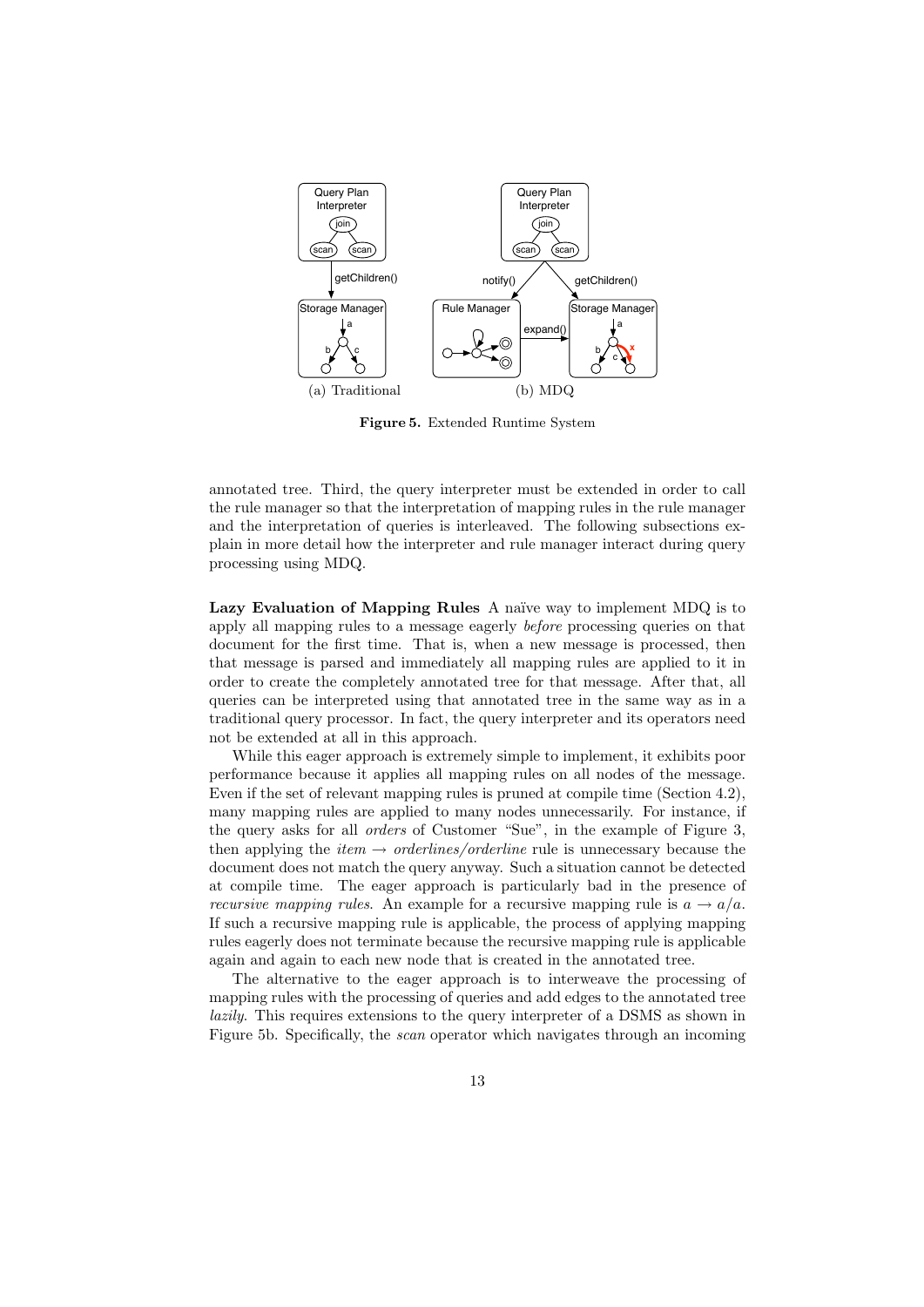(a) Traditional (b) MDQ

**Figure 5.** Extended Runtime System

annotated tree. Third, the query interpreter must be extended in order to call the rule manager so that the interpretation of mapping rules in the rule manager and the interpretation of queries is interleaved. The following subsections explain in more detail how the interpreter and rule manager interact during query processing using MDQ.

**Lazy Evaluation of Mapping Rules** A naïve way to implement MDQ is to apply all mapping rules to a message eagerly *before* processing queries on that document for the first time. That is, when a new message is processed, then that message is parsed and immediately all mapping rules are applied to it in order to create the completely annotated tree for that message. After that, all queries can be interpreted using that annotated tree in the same way as in a traditional query processor. In fact, the query interpreter and its operators need not be extended at all in this approach.

While this eager approach is extremely simple to implement, it exhibits poor performance because it applies all mapping rules on all nodes of the message. Even if the set of relevant mapping rules is pruned at compile time (Section 4.2), many mapping rules are applied to many nodes unnecessarily. For instance, if the query asks for all *orders* of Customer "Sue", in the example of Figure 3, then applying the *item* $\rightarrow$ *orderlines/orderline* rule is unnecessary because the document does not match the query anyway. Such a situation cannot be detected at compile time. The eager approach is particularly bad in the presence of *recursive mapping rules*. An example for a recursive mapping rule is $a \rightarrow a/a$. If such a recursive mapping rule is applicable, the process of applying mapping rules eagerly does not terminate because the recursive mapping rule is applicable again and again to each new node that is created in the annotated tree.

The alternative to the eager approach is to interweave the processing of mapping rules with the processing of queries and add edges to the annotated tree *lazily*. This requires extensions to the query interpreter of a DSMS as shown in Figure 5b. Specifically, the *scan* operator which navigates through an incoming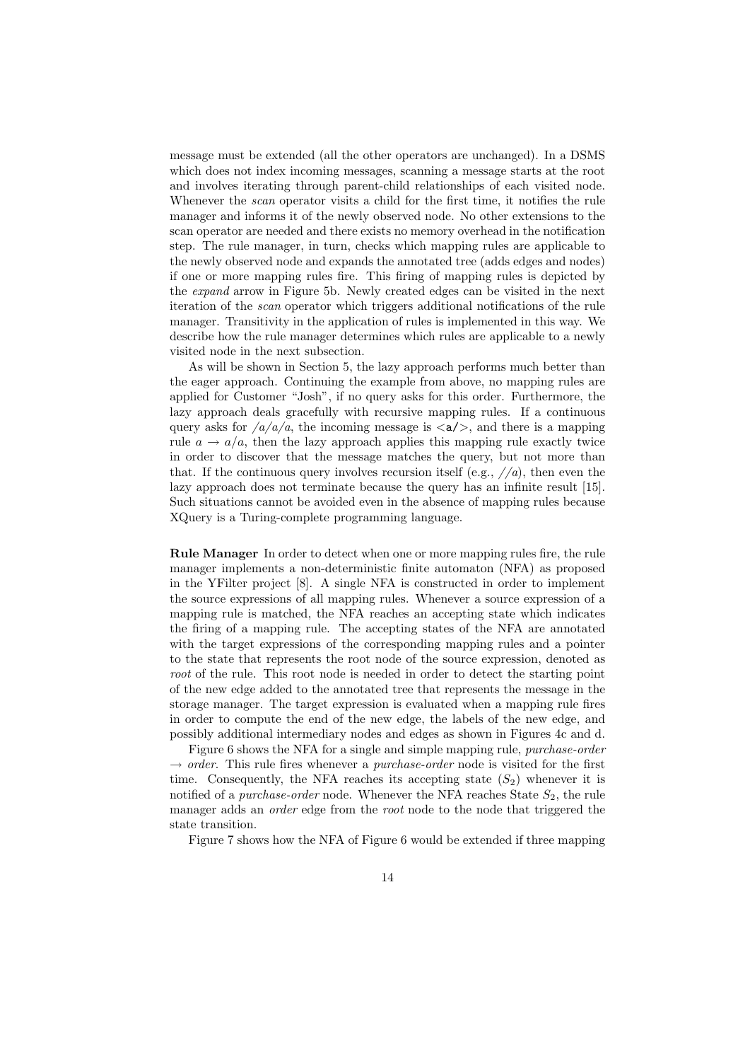message must be extended (all the other operators are unchanged). In a DSMS which does not index incoming messages, scanning a message starts at the root and involves iterating through parent-child relationships of each visited node. Whenever the *scan* operator visits a child for the first time, it notifies the rule manager and informs it of the newly observed node. No other extensions to the scan operator are needed and there exists no memory overhead in the notification step. The rule manager, in turn, checks which mapping rules are applicable to the newly observed node and expands the annotated tree (adds edges and nodes) if one or more mapping rules fire. This firing of mapping rules is depicted by the *expand* arrow in Figure 5b. Newly created edges can be visited in the next iteration of the *scan* operator which triggers additional notifications of the rule manager. Transitivity in the application of rules is implemented in this way. We describe how the rule manager determines which rules are applicable to a newly visited node in the next subsection.

As will be shown in Section 5, the lazy approach performs much better than the eager approach. Continuing the example from above, no mapping rules are applied for Customer "Josh", if no query asks for this order. Furthermore, the lazy approach deals gracefully with recursive mapping rules. If a continuous query asks for $/a/a/a$, the incoming message is `<a/>`, and there is a mapping rule $a \rightarrow a/a$, then the lazy approach applies this mapping rule exactly twice in order to discover that the message matches the query, but not more than that. If the continuous query involves recursion itself (e.g., $//a$), then even the lazy approach does not terminate because the query has an infinite result [15]. Such situations cannot be avoided even in the absence of mapping rules because XQuery is a Turing-complete programming language.

**Rule Manager** In order to detect when one or more mapping rules fire, the rule manager implements a non-deterministic finite automaton (NFA) as proposed in the YFilter project [8]. A single NFA is constructed in order to implement the source expressions of all mapping rules. Whenever a source expression of a mapping rule is matched, the NFA reaches an accepting state which indicates the firing of a mapping rule. The accepting states of the NFA are annotated with the target expressions of the corresponding mapping rules and a pointer to the state that represents the root node of the source expression, denoted as *root* of the rule. This root node is needed in order to detect the starting point of the new edge added to the annotated tree that represents the message in the storage manager. The target expression is evaluated when a mapping rule fires in order to compute the end of the new edge, the labels of the new edge, and possibly additional intermediary nodes and edges as shown in Figures 4c and d.

Figure 6 shows the NFA for a single and simple mapping rule, *purchase-order* $\rightarrow$ *order*. This rule fires whenever a *purchase-order* node is visited for the first time. Consequently, the NFA reaches its accepting state ($S_2$) whenever it is notified of a *purchase-order* node. Whenever the NFA reaches State $S_2$, the rule manager adds an *order* edge from the *root* node to the node that triggered the state transition.

Figure 7 shows how the NFA of Figure 6 would be extended if three mapping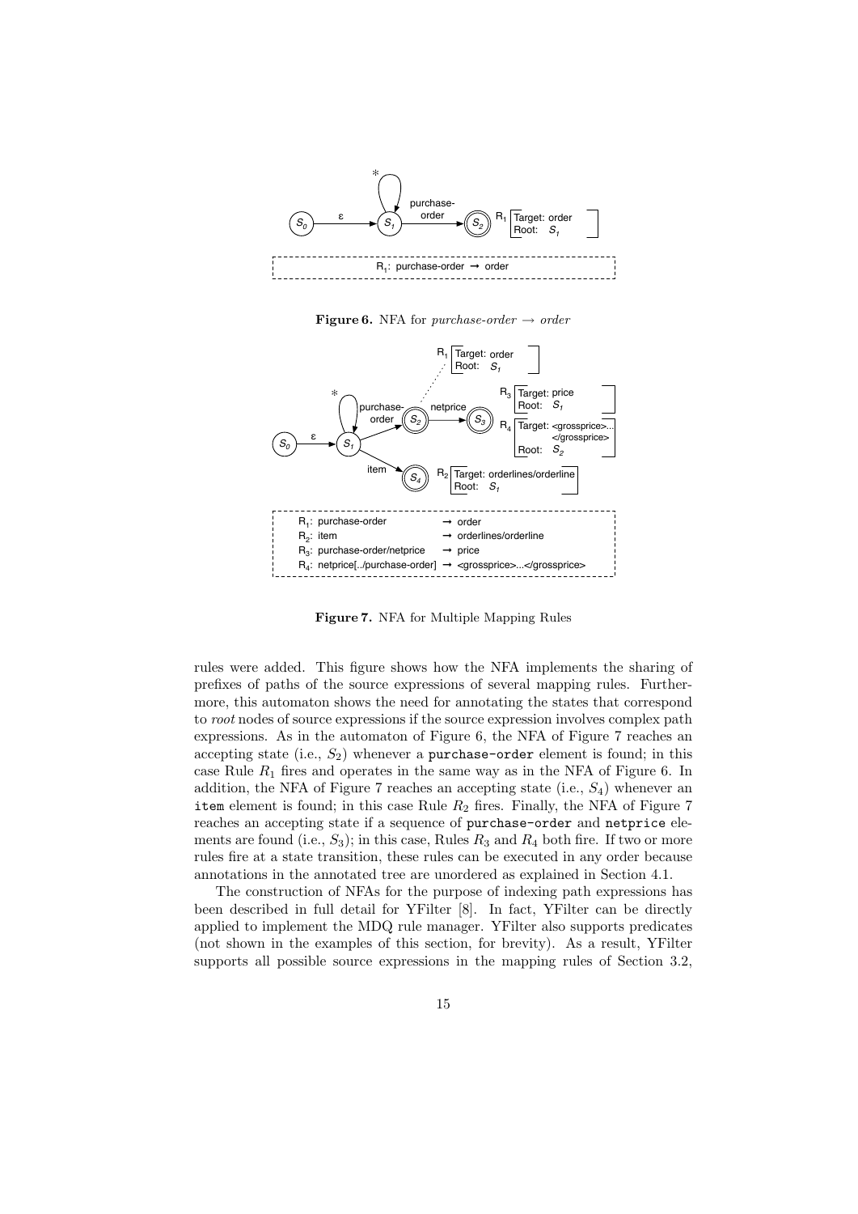**Figure 6.** NFA for *purchase-order* $\rightarrow$ *order*

**Figure 7.** NFA for Multiple Mapping Rules

rules were added. This figure shows how the NFA implements the sharing of prefixes of paths of the source expressions of several mapping rules. Furthermore, this automaton shows the need for annotating the states that correspond to *root* nodes of source expressions if the source expression involves complex path expressions. As in the automaton of Figure 6, the NFA of Figure 7 reaches an accepting state (i.e., $S_2$) whenever a `purchase-order` element is found; in this case Rule $R_1$ fires and operates in the same way as in the NFA of Figure 6. In addition, the NFA of Figure 7 reaches an accepting state (i.e., $S_4$) whenever an `item` element is found; in this case Rule $R_2$ fires. Finally, the NFA of Figure 7 reaches an accepting state if a sequence of `purchase-order` and `netprice` elements are found (i.e., $S_3$); in this case, Rules $R_3$ and $R_4$ both fire. If two or more rules fire at a state transition, these rules can be executed in any order because annotations in the annotated tree are unordered as explained in Section 4.1.

The construction of NFAs for the purpose of indexing path expressions has been described in full detail for YFilter [8]. In fact, YFilter can be directly applied to implement the MDQ rule manager. YFilter also supports predicates (not shown in the examples of this section, for brevity). As a result, YFilter supports all possible source expressions in the mapping rules of Section 3.2,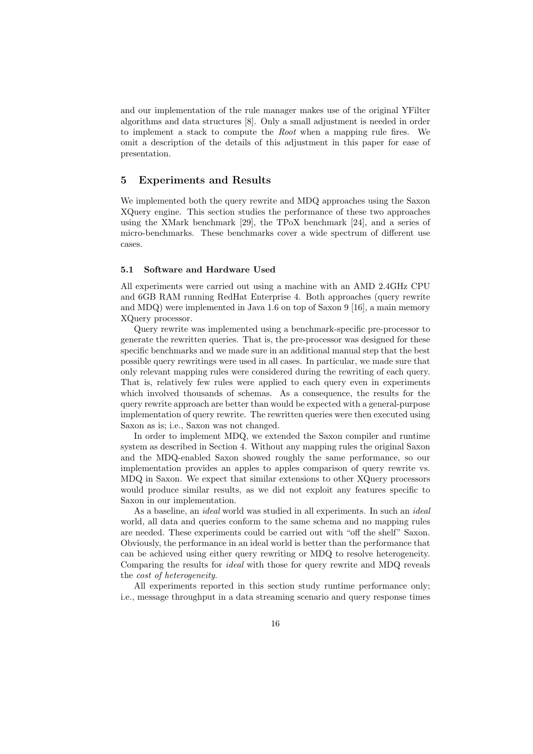and our implementation of the rule manager makes use of the original YFilter algorithms and data structures [8]. Only a small adjustment is needed in order to implement a stack to compute the *Root* when a mapping rule fires. We omit a description of the details of this adjustment in this paper for ease of presentation.

## 5 Experiments and Results

We implemented both the query rewrite and MDQ approaches using the Saxon XQuery engine. This section studies the performance of these two approaches using the XMark benchmark [29], the TPoX benchmark [24], and a series of micro-benchmarks. These benchmarks cover a wide spectrum of different use cases.

### 5.1 Software and Hardware Used

All experiments were carried out using a machine with an AMD 2.4GHz CPU and 6GB RAM running RedHat Enterprise 4. Both approaches (query rewrite and MDQ) were implemented in Java 1.6 on top of Saxon 9 [16], a main memory XQuery processor.

Query rewrite was implemented using a benchmark-specific pre-processor to generate the rewritten queries. That is, the pre-processor was designed for these specific benchmarks and we made sure in an additional manual step that the best possible query rewritings were used in all cases. In particular, we made sure that only relevant mapping rules were considered during the rewriting of each query. That is, relatively few rules were applied to each query even in experiments which involved thousands of schemas. As a consequence, the results for the query rewrite approach are better than would be expected with a general-purpose implementation of query rewrite. The rewritten queries were then executed using Saxon as is; i.e., Saxon was not changed.

In order to implement MDQ, we extended the Saxon compiler and runtime system as described in Section 4. Without any mapping rules the original Saxon and the MDQ-enabled Saxon showed roughly the same performance, so our implementation provides an apples to apples comparison of query rewrite vs. MDQ in Saxon. We expect that similar extensions to other XQuery processors would produce similar results, as we did not exploit any features specific to Saxon in our implementation.

As a baseline, an *ideal* world was studied in all experiments. In such an *ideal* world, all data and queries conform to the same schema and no mapping rules are needed. These experiments could be carried out with "off the shelf" Saxon. Obviously, the performance in an ideal world is better than the performance that can be achieved using either query rewriting or MDQ to resolve heterogeneity. Comparing the results for *ideal* with those for query rewrite and MDQ reveals the *cost of heterogeneity*.

All experiments reported in this section study runtime performance only; i.e., message throughput in a data streaming scenario and query response times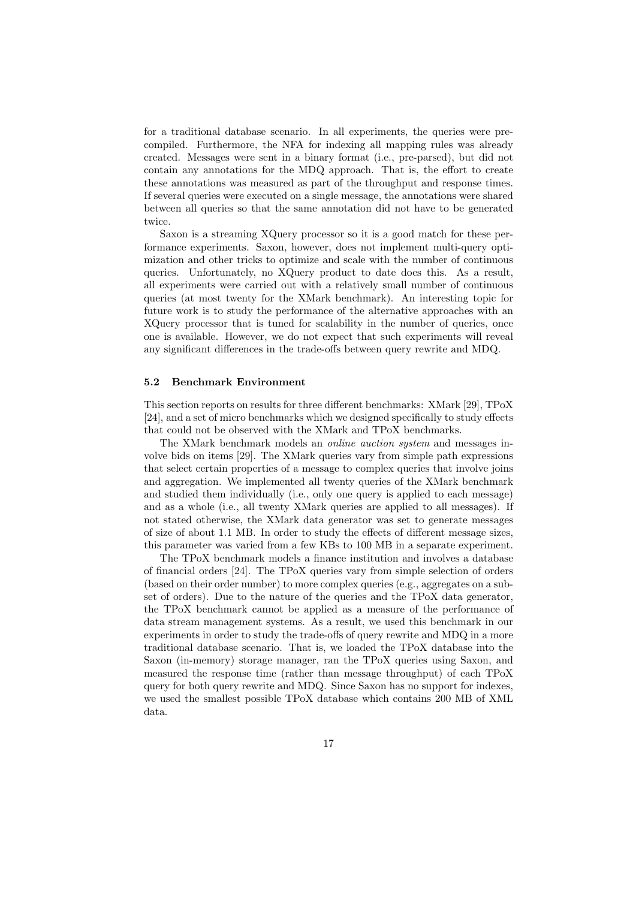for a traditional database scenario. In all experiments, the queries were precompiled. Furthermore, the NFA for indexing all mapping rules was already created. Messages were sent in a binary format (i.e., pre-parsed), but did not contain any annotations for the MDQ approach. That is, the effort to create these annotations was measured as part of the throughput and response times. If several queries were executed on a single message, the annotations were shared between all queries so that the same annotation did not have to be generated twice.

Saxon is a streaming XQuery processor so it is a good match for these performance experiments. Saxon, however, does not implement multi-query optimization and other tricks to optimize and scale with the number of continuous queries. Unfortunately, no XQuery product to date does this. As a result, all experiments were carried out with a relatively small number of continuous queries (at most twenty for the XMark benchmark). An interesting topic for future work is to study the performance of the alternative approaches with an XQuery processor that is tuned for scalability in the number of queries, once one is available. However, we do not expect that such experiments will reveal any significant differences in the trade-offs between query rewrite and MDQ.

### 5.2 Benchmark Environment

This section reports on results for three different benchmarks: XMark [29], TPoX [24], and a set of micro benchmarks which we designed specifically to study effects that could not be observed with the XMark and TPoX benchmarks.

The XMark benchmark models an *online auction system* and messages involve bids on items [29]. The XMark queries vary from simple path expressions that select certain properties of a message to complex queries that involve joins and aggregation. We implemented all twenty queries of the XMark benchmark and studied them individually (i.e., only one query is applied to each message) and as a whole (i.e., all twenty XMark queries are applied to all messages). If not stated otherwise, the XMark data generator was set to generate messages of size of about 1.1 MB. In order to study the effects of different message sizes, this parameter was varied from a few KBs to 100 MB in a separate experiment.

The TPoX benchmark models a finance institution and involves a database of financial orders [24]. The TPoX queries vary from simple selection of orders (based on their order number) to more complex queries (e.g., aggregates on a subset of orders). Due to the nature of the queries and the TPoX data generator, the TPoX benchmark cannot be applied as a measure of the performance of data stream management systems. As a result, we used this benchmark in our experiments in order to study the trade-offs of query rewrite and MDQ in a more traditional database scenario. That is, we loaded the TPoX database into the Saxon (in-memory) storage manager, ran the TPoX queries using Saxon, and measured the response time (rather than message throughput) of each TPoX query for both query rewrite and MDQ. Since Saxon has no support for indexes, we used the smallest possible TPoX database which contains 200 MB of XML data.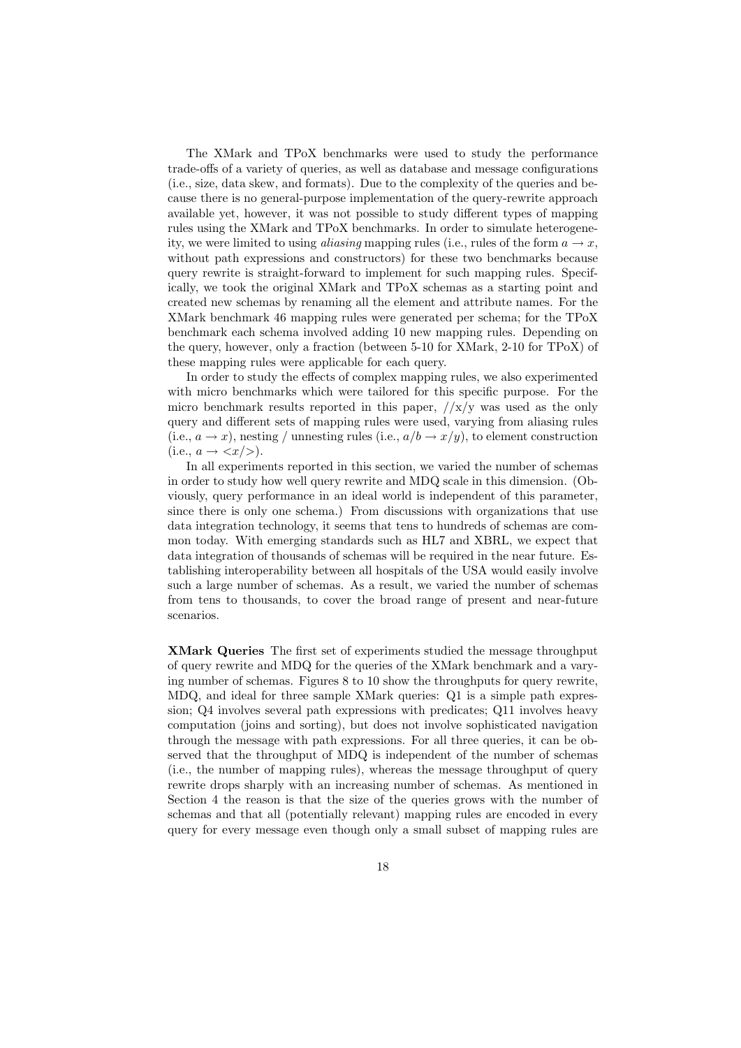The XMark and TPoX benchmarks were used to study the performance trade-offs of a variety of queries, as well as database and message configurations (i.e., size, data skew, and formats). Due to the complexity of the queries and because there is no general-purpose implementation of the query-rewrite approach available yet, however, it was not possible to study different types of mapping rules using the XMark and TPoX benchmarks. In order to simulate heterogeneity, we were limited to using *aliasing* mapping rules (i.e., rules of the form $a \rightarrow x$, without path expressions and constructors) for these two benchmarks because query rewrite is straight-forward to implement for such mapping rules. Specifically, we took the original XMark and TPoX schemas as a starting point and created new schemas by renaming all the element and attribute names. For the XMark benchmark 46 mapping rules were generated per schema; for the TPoX benchmark each schema involved adding 10 new mapping rules. Depending on the query, however, only a fraction (between 5-10 for XMark, 2-10 for TPoX) of these mapping rules were applicable for each query.

In order to study the effects of complex mapping rules, we also experimented with micro benchmarks which were tailored for this specific purpose. For the micro benchmark results reported in this paper, //x/y was used as the only query and different sets of mapping rules were used, varying from aliasing rules (i.e., $a \rightarrow x$), nesting / unnesting rules (i.e., $a/b \rightarrow x/y$), to element construction (i.e., $a \rightarrow <x/>$).

In all experiments reported in this section, we varied the number of schemas in order to study how well query rewrite and MDQ scale in this dimension. (Obviously, query performance in an ideal world is independent of this parameter, since there is only one schema.) From discussions with organizations that use data integration technology, it seems that tens to hundreds of schemas are common today. With emerging standards such as HL7 and XBRL, we expect that data integration of thousands of schemas will be required in the near future. Establishing interoperability between all hospitals of the USA would easily involve such a large number of schemas. As a result, we varied the number of schemas from tens to thousands, to cover the broad range of present and near-future scenarios.

**XMark Queries** The first set of experiments studied the message throughput of query rewrite and MDQ for the queries of the XMark benchmark and a varying number of schemas. Figures 8 to 10 show the throughputs for query rewrite, MDQ, and ideal for three sample XMark queries: Q1 is a simple path expression; Q4 involves several path expressions with predicates; Q11 involves heavy computation (joins and sorting), but does not involve sophisticated navigation through the message with path expressions. For all three queries, it can be observed that the throughput of MDQ is independent of the number of schemas (i.e., the number of mapping rules), whereas the message throughput of query rewrite drops sharply with an increasing number of schemas. As mentioned in Section 4 the reason is that the size of the queries grows with the number of schemas and that all (potentially relevant) mapping rules are encoded in every query for every message even though only a small subset of mapping rules are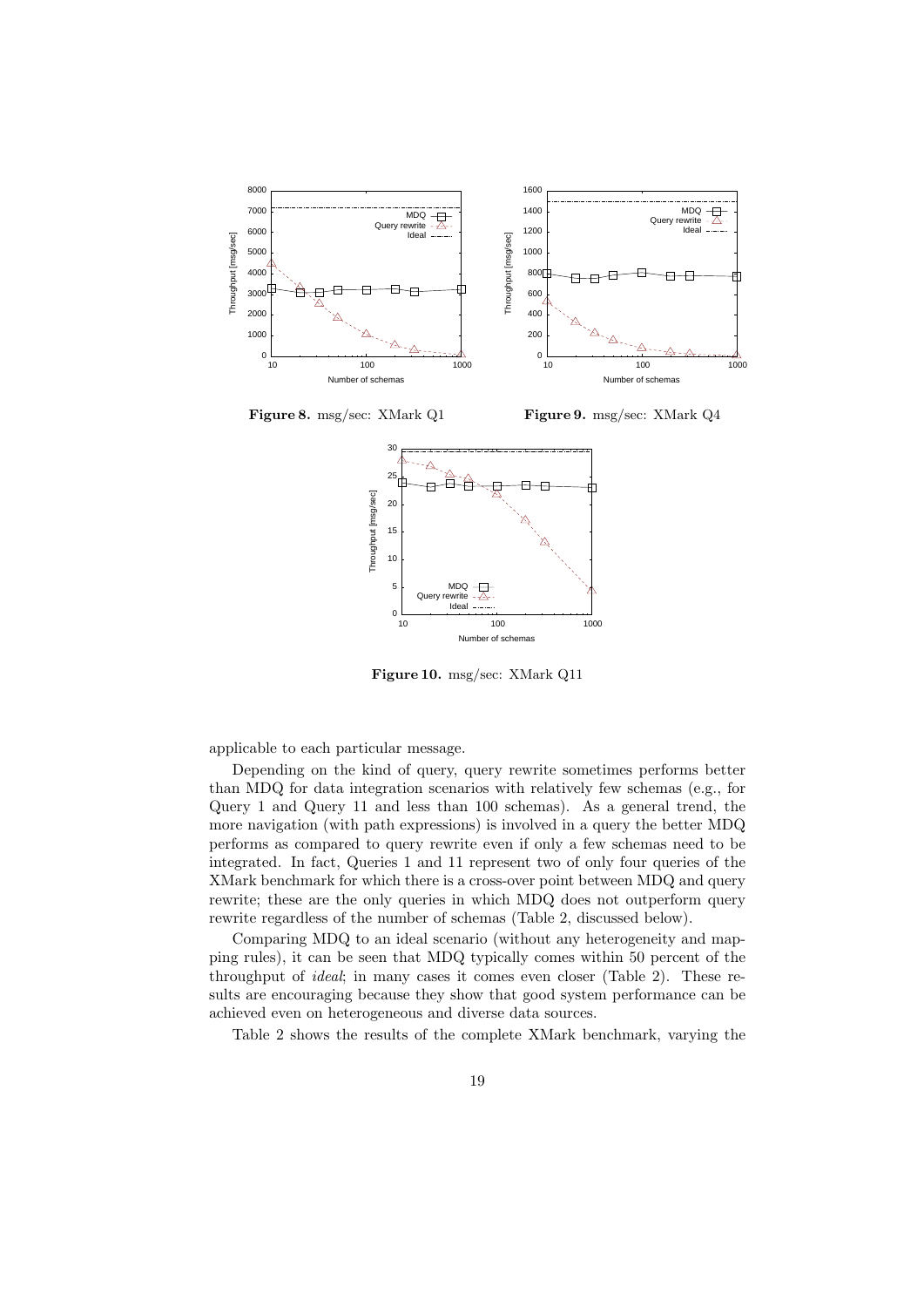**Figure 8.** msg/sec: XMark Q1

**Figure 9.** msg/sec: XMark Q4

**Figure 10.** msg/sec: XMark Q11

applicable to each particular message.

Depending on the kind of query, query rewrite sometimes performs better than MDQ for data integration scenarios with relatively few schemas (e.g., for Query 1 and Query 11 and less than 100 schemas). As a general trend, the more navigation (with path expressions) is involved in a query the better MDQ performs as compared to query rewrite even if only a few schemas need to be integrated. In fact, Queries 1 and 11 represent two of only four queries of the XMark benchmark for which there is a cross-over point between MDQ and query rewrite; these are the only queries in which MDQ does not outperform query rewrite regardless of the number of schemas (Table 2, discussed below).

Comparing MDQ to an ideal scenario (without any heterogeneity and mapping rules), it can be seen that MDQ typically comes within 50 percent of the throughput of *ideal*; in many cases it comes even closer (Table 2). These results are encouraging because they show that good system performance can be achieved even on heterogeneous and diverse data sources.

Table 2 shows the results of the complete XMark benchmark, varying the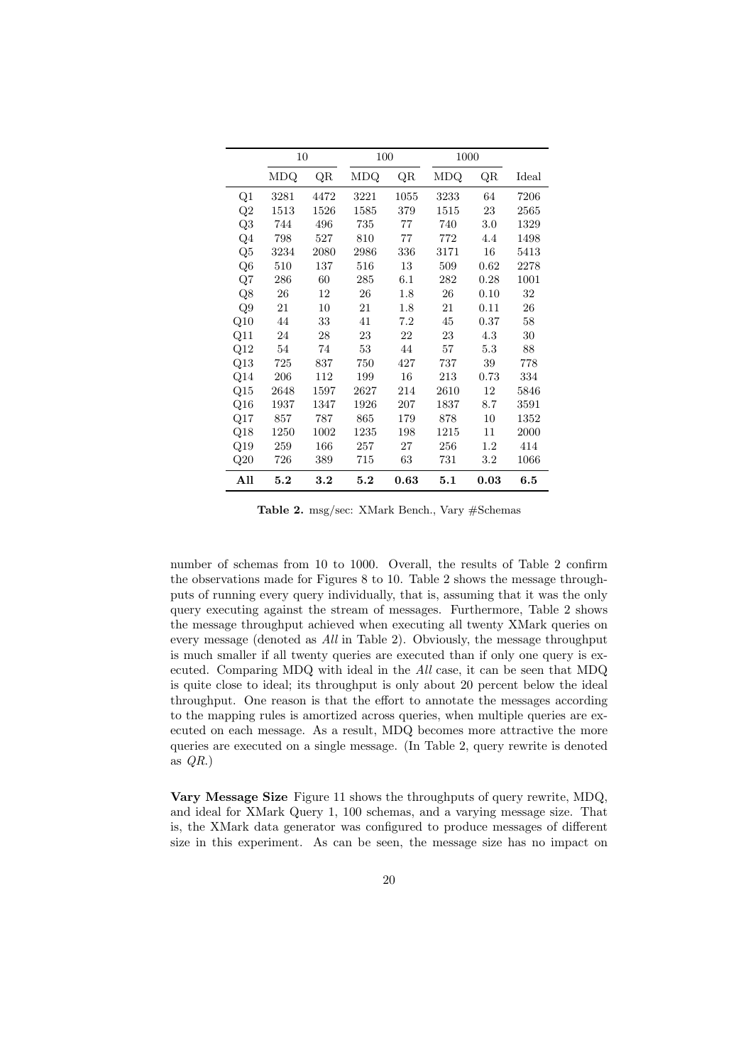|  | 10 |  | 100 |  | 1000 |  |  |
|---|---|---|---|---|---|---|---|
|  | MDQ | QR | MDQ | QR | MDQ | QR | Ideal |
| Q1 | 3281 | 4472 | 3221 | 1055 | 3233 | 64 | 7206 |
| Q2 | 1513 | 1526 | 1585 | 379 | 1515 | 23 | 2565 |
| Q3 | 744 | 496 | 735 | 77 | 740 | 3.0 | 1329 |
| Q4 | 798 | 527 | 810 | 77 | 772 | 4.4 | 1498 |
| Q5 | 3234 | 2080 | 2986 | 336 | 3171 | 16 | 5413 |
| Q6 | 510 | 137 | 516 | 13 | 509 | 0.62 | 2278 |
| Q7 | 286 | 60 | 285 | 6.1 | 282 | 0.28 | 1001 |
| Q8 | 26 | 12 | 26 | 1.8 | 26 | 0.10 | 32 |
| Q9 | 21 | 10 | 21 | 1.8 | 21 | 0.11 | 26 |
| Q10 | 44 | 33 | 41 | 7.2 | 45 | 0.37 | 58 |
| Q11 | 24 | 28 | 23 | 22 | 23 | 4.3 | 30 |
| Q12 | 54 | 74 | 53 | 44 | 57 | 5.3 | 88 |
| Q13 | 725 | 837 | 750 | 427 | 737 | 39 | 778 |
| Q14 | 206 | 112 | 199 | 16 | 213 | 0.73 | 334 |
| Q15 | 2648 | 1597 | 2627 | 214 | 2610 | 12 | 5846 |
| Q16 | 1937 | 1347 | 1926 | 207 | 1837 | 8.7 | 3591 |
| Q17 | 857 | 787 | 865 | 179 | 878 | 10 | 1352 |
| Q18 | 1250 | 1002 | 1235 | 198 | 1215 | 11 | 2000 |
| Q19 | 259 | 166 | 257 | 27 | 256 | 1.2 | 414 |
| Q20 | 726 | 389 | 715 | 63 | 731 | 3.2 | 1066 |
| **All** | **5.2** | **3.2** | **5.2** | **0.63** | **5.1** | **0.03** | **6.5** |

**Table 2.** msg/sec: XMark Bench., Vary #Schemas

number of schemas from 10 to 1000. Overall, the results of Table 2 confirm the observations made for Figures 8 to 10. Table 2 shows the message throughputs of running every query individually, that is, assuming that it was the only query executing against the stream of messages. Furthermore, Table 2 shows the message throughput achieved when executing all twenty XMark queries on every message (denoted as *All* in Table 2). Obviously, the message throughput is much smaller if all twenty queries are executed than if only one query is executed. Comparing MDQ with ideal in the *All* case, it can be seen that MDQ is quite close to ideal; its throughput is only about 20 percent below the ideal throughput. One reason is that the effort to annotate the messages according to the mapping rules is amortized across queries, when multiple queries are executed on each message. As a result, MDQ becomes more attractive the more queries are executed on a single message. (In Table 2, query rewrite is denoted as *QR*.)

**Vary Message Size** Figure 11 shows the throughputs of query rewrite, MDQ, and ideal for XMark Query 1, 100 schemas, and a varying message size. That is, the XMark data generator was configured to produce messages of different size in this experiment. As can be seen, the message size has no impact on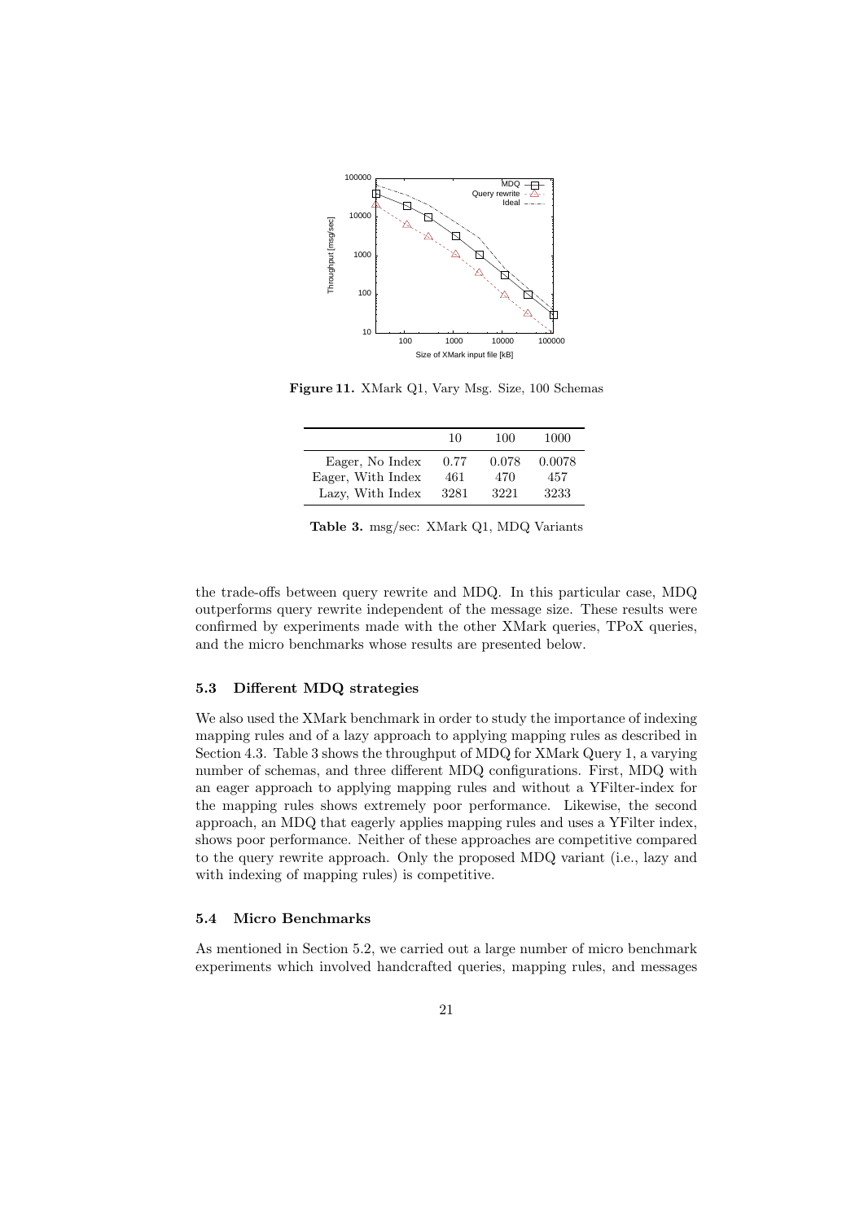**Figure 11.** XMark Q1, Vary Msg. Size, 100 Schemas

| | 10 | 100 | 1000 |
|---|---|---|---|
| Eager, No Index | 0.77 | 0.078 | 0.0078 |
| Eager, With Index | 461 | 470 | 457 |
| Lazy, With Index | 3281 | 3221 | 3233 |

**Table 3.** msg/sec: XMark Q1, MDQ Variants

the trade-offs between query rewrite and MDQ. In this particular case, MDQ outperforms query rewrite independent of the message size. These results were confirmed by experiments made with the other XMark queries, TPoX queries, and the micro benchmarks whose results are presented below.

### 5.3 Different MDQ strategies

We also used the XMark benchmark in order to study the importance of indexing mapping rules and of a lazy approach to applying mapping rules as described in Section 4.3. Table 3 shows the throughput of MDQ for XMark Query 1, a varying number of schemas, and three different MDQ configurations. First, MDQ with an eager approach to applying mapping rules and without a YFilter-index for the mapping rules shows extremely poor performance. Likewise, the second approach, an MDQ that eagerly applies mapping rules and uses a YFilter index, shows poor performance. Neither of these approaches are competitive compared to the query rewrite approach. Only the proposed MDQ variant (i.e., lazy and with indexing of mapping rules) is competitive.

### 5.4 Micro Benchmarks

As mentioned in Section 5.2, we carried out a large number of micro benchmark experiments which involved handcrafted queries, mapping rules, and messages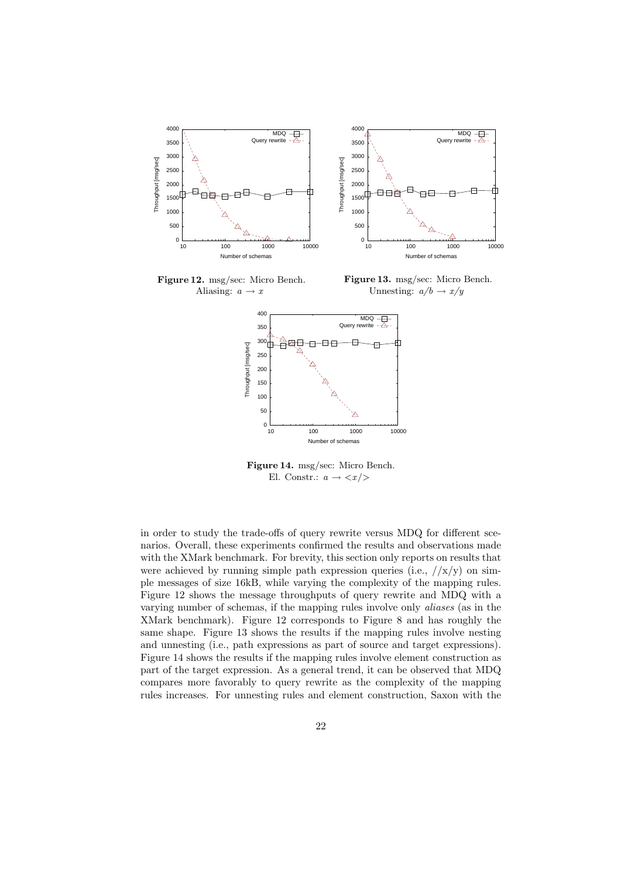**Figure 12.** msg/sec: Micro Bench. Aliasing: $a \rightarrow x$

**Figure 13.** msg/sec: Micro Bench. Unnesting: $a/b \rightarrow x/y$

**Figure 14.** msg/sec: Micro Bench. El. Constr.: $a \rightarrow <x/>$

in order to study the trade-offs of query rewrite versus MDQ for different scenarios. Overall, these experiments confirmed the results and observations made with the XMark benchmark. For brevity, this section only reports on results that were achieved by running simple path expression queries (i.e., //x/y) on simple messages of size 16kB, while varying the complexity of the mapping rules. Figure 12 shows the message throughputs of query rewrite and MDQ with a varying number of schemas, if the mapping rules involve only *aliases* (as in the XMark benchmark). Figure 12 corresponds to Figure 8 and has roughly the same shape. Figure 13 shows the results if the mapping rules involve nesting and unnesting (i.e., path expressions as part of source and target expressions). Figure 14 shows the results if the mapping rules involve element construction as part of the target expression. As a general trend, it can be observed that MDQ compares more favorably to query rewrite as the complexity of the mapping rules increases. For unnesting rules and element construction, Saxon with the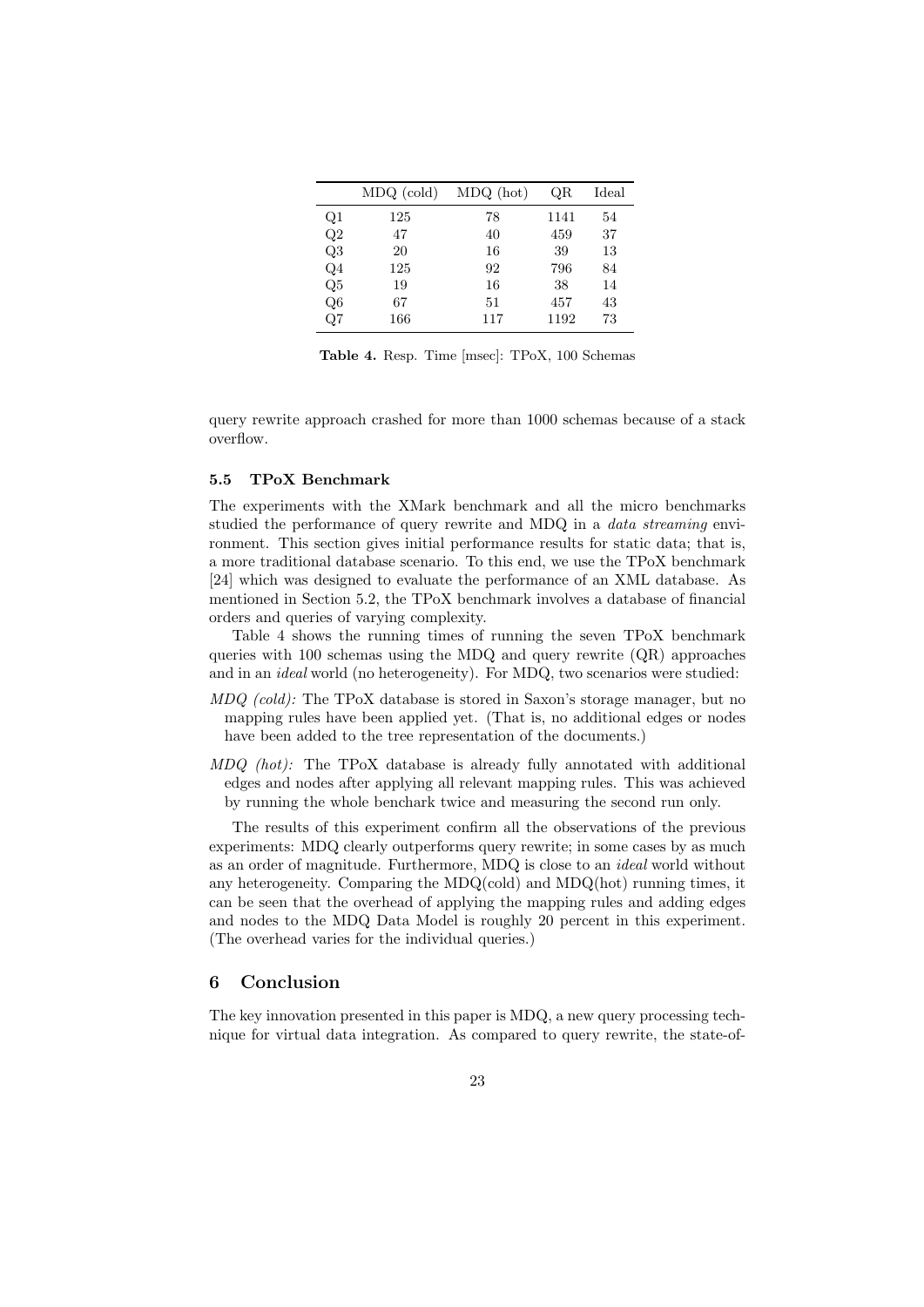|  | MDQ (cold) | MDQ (hot) | QR | Ideal |
|---|---|---|---|---|
| Q1 | 125 | 78 | 1141 | 54 |
| Q2 | 47 | 40 | 459 | 37 |
| Q3 | 20 | 16 | 39 | 13 |
| Q4 | 125 | 92 | 796 | 84 |
| Q5 | 19 | 16 | 38 | 14 |
| Q6 | 67 | 51 | 457 | 43 |
| Q7 | 166 | 117 | 1192 | 73 |

**Table 4.** Resp. Time [msec]: TPoX, 100 Schemas

query rewrite approach crashed for more than 1000 schemas because of a stack overflow.

### 5.5 TPoX Benchmark

The experiments with the XMark benchmark and all the micro benchmarks studied the performance of query rewrite and MDQ in a *data streaming* environment. This section gives initial performance results for static data; that is, a more traditional database scenario. To this end, we use the TPoX benchmark [24] which was designed to evaluate the performance of an XML database. As mentioned in Section 5.2, the TPoX benchmark involves a database of financial orders and queries of varying complexity.

Table 4 shows the running times of running the seven TPoX benchmark queries with 100 schemas using the MDQ and query rewrite (QR) approaches and in an *ideal* world (no heterogeneity). For MDQ, two scenarios were studied:

*MDQ (cold):* The TPoX database is stored in Saxon's storage manager, but no mapping rules have been applied yet. (That is, no additional edges or nodes have been added to the tree representation of the documents.)

*MDQ (hot):* The TPoX database is already fully annotated with additional edges and nodes after applying all relevant mapping rules. This was achieved by running the whole benchark twice and measuring the second run only.

The results of this experiment confirm all the observations of the previous experiments: MDQ clearly outperforms query rewrite; in some cases by as much as an order of magnitude. Furthermore, MDQ is close to an *ideal* world without any heterogeneity. Comparing the MDQ(cold) and MDQ(hot) running times, it can be seen that the overhead of applying the mapping rules and adding edges and nodes to the MDQ Data Model is roughly 20 percent in this experiment. (The overhead varies for the individual queries.)

## 6 Conclusion

The key innovation presented in this paper is MDQ, a new query processing technique for virtual data integration. As compared to query rewrite, the state-of-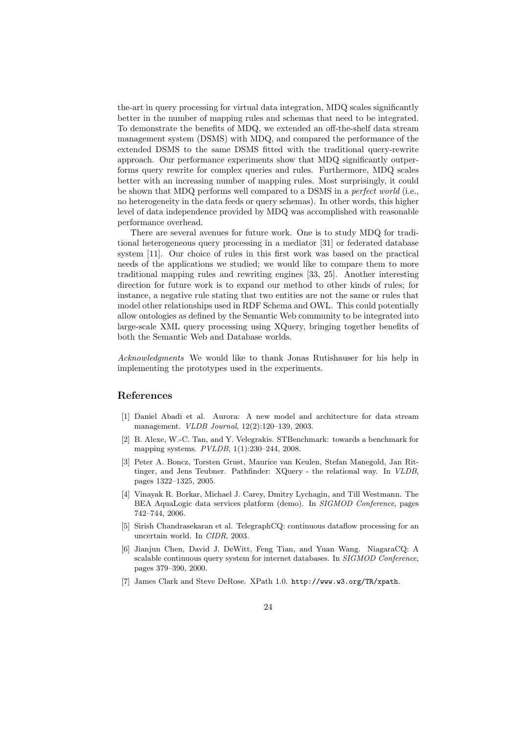the-art in query processing for virtual data integration, MDQ scales significantly better in the number of mapping rules and schemas that need to be integrated. To demonstrate the benefits of MDQ, we extended an off-the-shelf data stream management system (DSMS) with MDQ, and compared the performance of the extended DSMS to the same DSMS fitted with the traditional query-rewrite approach. Our performance experiments show that MDQ significantly outperforms query rewrite for complex queries and rules. Furthermore, MDQ scales better with an increasing number of mapping rules. Most surprisingly, it could be shown that MDQ performs well compared to a DSMS in a *perfect world* (i.e., no heterogeneity in the data feeds or query schemas). In other words, this higher level of data independence provided by MDQ was accomplished with reasonable performance overhead.

There are several avenues for future work. One is to study MDQ for traditional heterogeneous query processing in a mediator [31] or federated database system [11]. Our choice of rules in this first work was based on the practical needs of the applications we studied; we would like to compare them to more traditional mapping rules and rewriting engines [33, 25]. Another interesting direction for future work is to expand our method to other kinds of rules; for instance, a negative rule stating that two entities are not the same or rules that model other relationships used in RDF Schema and OWL. This could potentially allow ontologies as defined by the Semantic Web community to be integrated into large-scale XML query processing using XQuery, bringing together benefits of both the Semantic Web and Database worlds.

*Acknowledgments* We would like to thank Jonas Rutishauser for his help in implementing the prototypes used in the experiments.

## References

[1] Daniel Abadi et al. Aurora: A new model and architecture for data stream management. *VLDB Journal*, 12(2):120–139, 2003.

[2] B. Alexe, W.-C. Tan, and Y. Velegrakis. STBenchmark: towards a benchmark for mapping systems. *PVLDB*, 1(1):230–244, 2008.

[3] Peter A. Boncz, Torsten Grust, Maurice van Keulen, Stefan Manegold, Jan Rittinger, and Jens Teubner. Pathfinder: XQuery - the relational way. In *VLDB*, pages 1322–1325, 2005.

[4] Vinayak R. Borkar, Michael J. Carey, Dmitry Lychagin, and Till Westmann. The BEA AquaLogic data services platform (demo). In *SIGMOD Conference*, pages 742–744, 2006.

[5] Sirish Chandrasekaran et al. TelegraphCQ: continuous dataflow processing for an uncertain world. In *CIDR*, 2003.

[6] Jianjun Chen, David J. DeWitt, Feng Tian, and Yuan Wang. NiagaraCQ: A scalable continuous query system for internet databases. In *SIGMOD Conference*, pages 379–390, 2000.

[7] James Clark and Steve DeRose. XPath 1.0. `http://www.w3.org/TR/xpath`.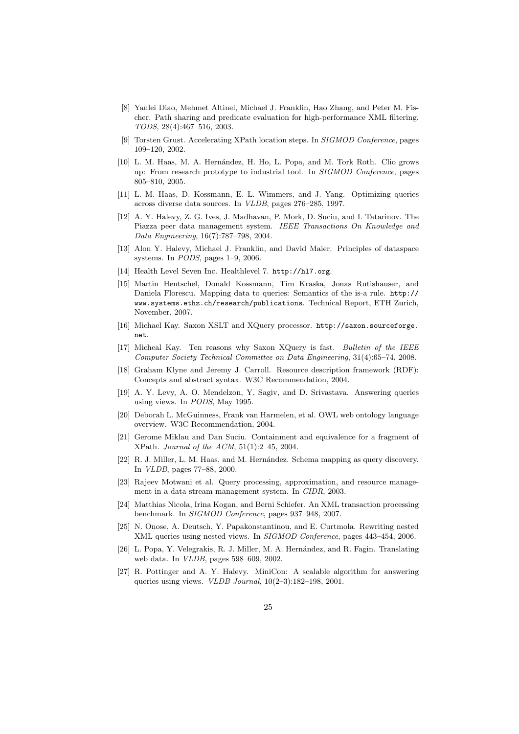[8] Yanlei Diao, Mehmet Altinel, Michael J. Franklin, Hao Zhang, and Peter M. Fischer. Path sharing and predicate evaluation for high-performance XML filtering. *TODS*, 28(4):467–516, 2003.

[9] Torsten Grust. Accelerating XPath location steps. In *SIGMOD Conference*, pages 109–120, 2002.

[10] L. M. Haas, M. A. Hernández, H. Ho, L. Popa, and M. Tork Roth. Clio grows up: From research prototype to industrial tool. In *SIGMOD Conference*, pages 805–810, 2005.

[11] L. M. Haas, D. Kossmann, E. L. Wimmers, and J. Yang. Optimizing queries across diverse data sources. In *VLDB*, pages 276–285, 1997.

[12] A. Y. Halevy, Z. G. Ives, J. Madhavan, P. Mork, D. Suciu, and I. Tatarinov. The Piazza peer data management system. *IEEE Transactions On Knowledge and Data Engineering*, 16(7):787–798, 2004.

[13] Alon Y. Halevy, Michael J. Franklin, and David Maier. Principles of dataspace systems. In *PODS*, pages 1–9, 2006.

[14] Health Level Seven Inc. Healthlevel 7. `http://hl7.org`.

[15] Martin Hentschel, Donald Kossmann, Tim Kraska, Jonas Rutishauser, and Daniela Florescu. Mapping data to queries: Semantics of the is-a rule. `http://www.systems.ethz.ch/research/publications`. Technical Report, ETH Zurich, November, 2007.

[16] Michael Kay. Saxon XSLT and XQuery processor. `http://saxon.sourceforge.net`.

[17] Micheal Kay. Ten reasons why Saxon XQuery is fast. *Bulletin of the IEEE Computer Society Technical Committee on Data Engineering*, 31(4):65–74, 2008.

[18] Graham Klyne and Jeremy J. Carroll. Resource description framework (RDF): Concepts and abstract syntax. W3C Recommendation, 2004.

[19] A. Y. Levy, A. O. Mendelzon, Y. Sagiv, and D. Srivastava. Answering queries using views. In *PODS*, May 1995.

[20] Deborah L. McGuinness, Frank van Harmelen, et al. OWL web ontology language overview. W3C Recommendation, 2004.

[21] Gerome Miklau and Dan Suciu. Containment and equivalence for a fragment of XPath. *Journal of the ACM*, 51(1):2–45, 2004.

[22] R. J. Miller, L. M. Haas, and M. Hernández. Schema mapping as query discovery. In *VLDB*, pages 77–88, 2000.

[23] Rajeev Motwani et al. Query processing, approximation, and resource management in a data stream management system. In *CIDR*, 2003.

[24] Matthias Nicola, Irina Kogan, and Berni Schiefer. An XML transaction processing benchmark. In *SIGMOD Conference*, pages 937–948, 2007.

[25] N. Onose, A. Deutsch, Y. Papakonstantinou, and E. Curtmola. Rewriting nested XML queries using nested views. In *SIGMOD Conference*, pages 443–454, 2006.

[26] L. Popa, Y. Velegrakis, R. J. Miller, M. A. Hernández, and R. Fagin. Translating web data. In *VLDB*, pages 598–609, 2002.

[27] R. Pottinger and A. Y. Halevy. MiniCon: A scalable algorithm for answering queries using views. *VLDB Journal*, 10(2–3):182–198, 2001.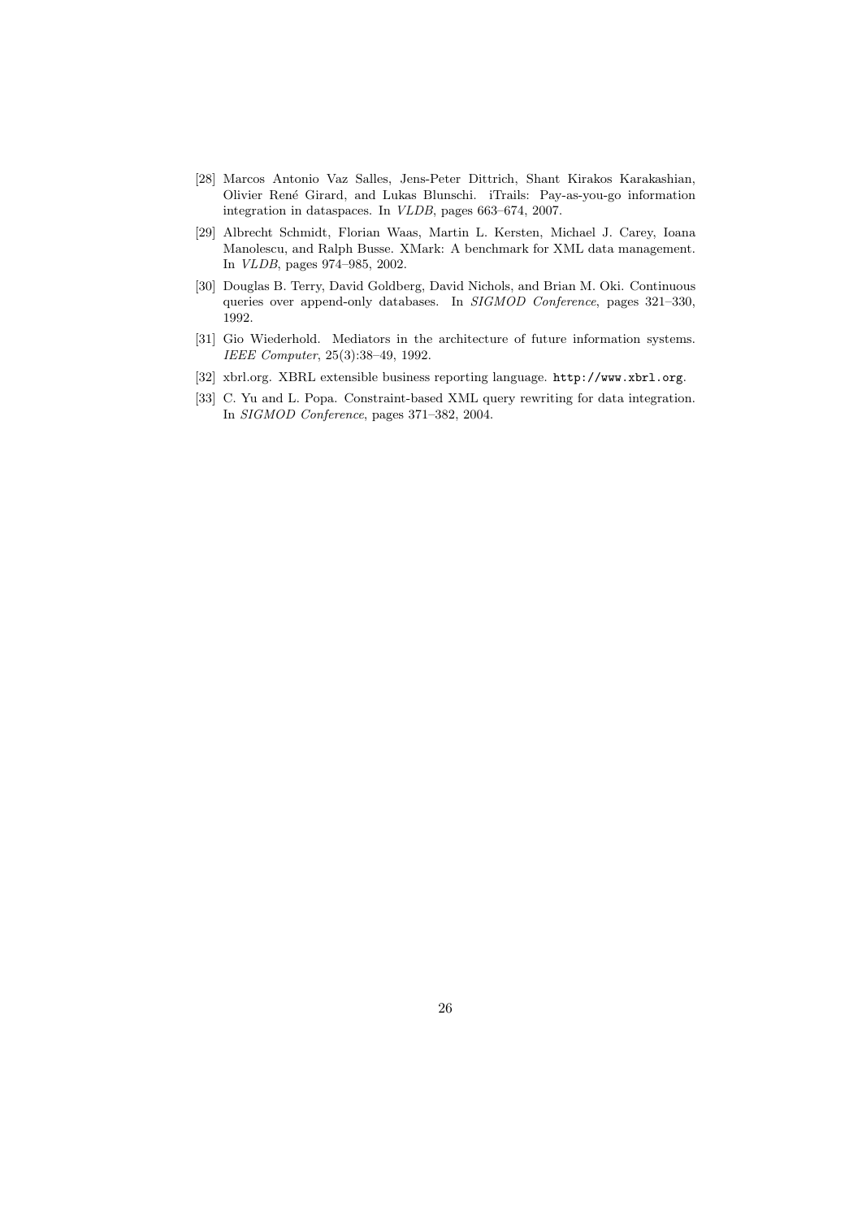[28] Marcos Antonio Vaz Salles, Jens-Peter Dittrich, Shant Kirakos Karakashian, Olivier René Girard, and Lukas Blunschi. iTrails: Pay-as-you-go information integration in dataspaces. In *VLDB*, pages 663–674, 2007.

[29] Albrecht Schmidt, Florian Waas, Martin L. Kersten, Michael J. Carey, Ioana Manolescu, and Ralph Busse. XMark: A benchmark for XML data management. In *VLDB*, pages 974–985, 2002.

[30] Douglas B. Terry, David Goldberg, David Nichols, and Brian M. Oki. Continuous queries over append-only databases. In *SIGMOD Conference*, pages 321–330, 1992.

[31] Gio Wiederhold. Mediators in the architecture of future information systems. *IEEE Computer*, 25(3):38–49, 1992.

[32] xbrl.org. XBRL extensible business reporting language. `http://www.xbrl.org`.

[33] C. Yu and L. Popa. Constraint-based XML query rewriting for data integration. In *SIGMOD Conference*, pages 371–382, 2004.